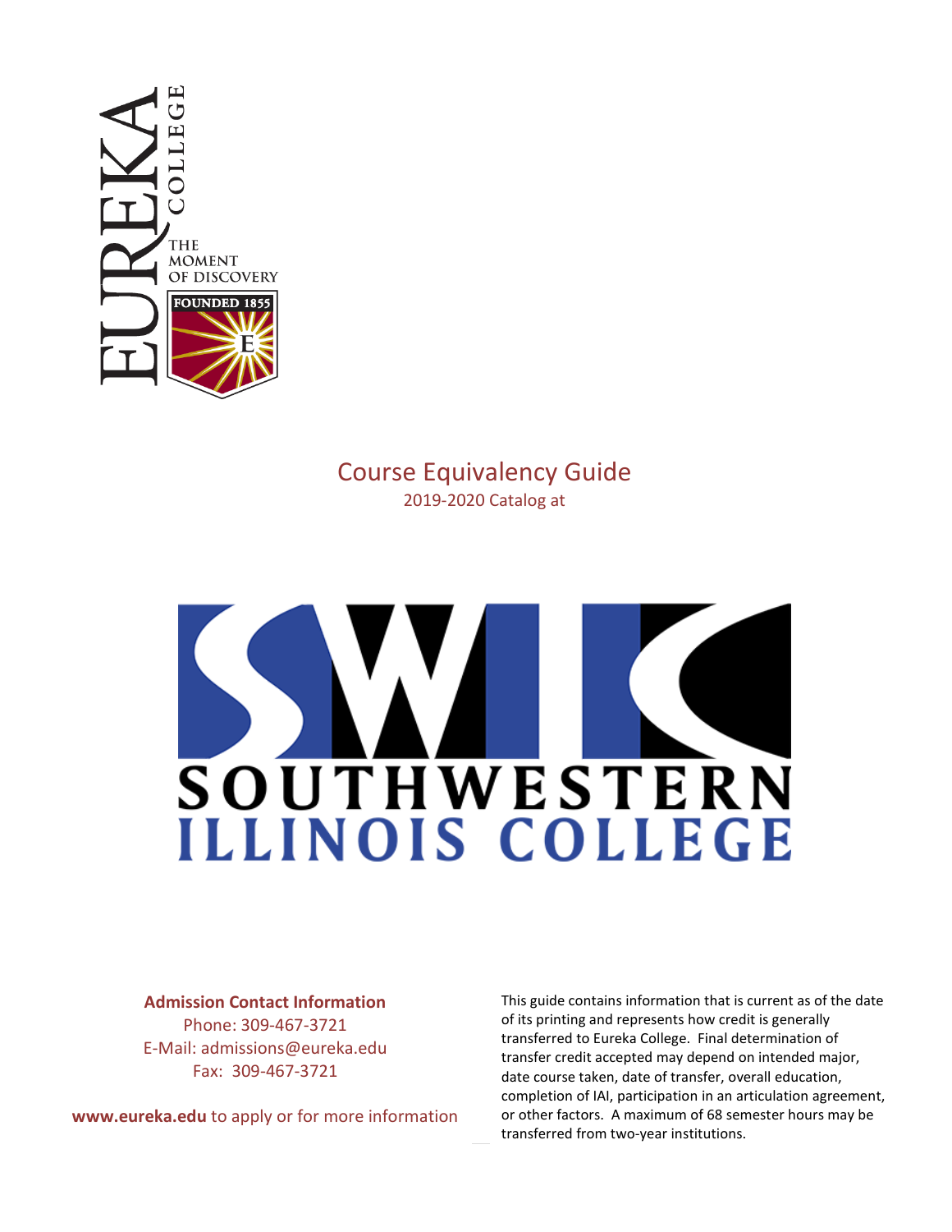# Course Equivalency Guide

2019-2020 Catalog at

SOUTHWESTERN ILLINOIS COLLEGE

**Admission Contact Information**

Phone: 309-467-3721

E-Mail: admissions@eureka.edu

Fax: 309-467-3721

**www.eureka.edu** to apply or for more information

This guide contains information that is current as of the date of its printing and represents how credit is generally transferred to Eureka College. Final determination of transfer credit accepted may depend on intended major, date course taken, date of transfer, overall education, completion of IAI, participation in an articulation agreement, or other factors. A maximum of 68 semester hours may be transferred from two-year institutions.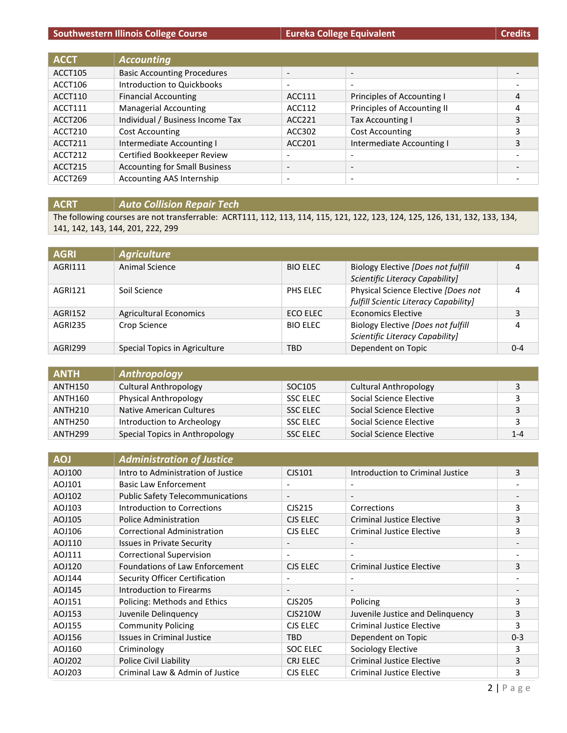| Southwestern Illinois College Course | | Eureka College Equivalent | | Credits |
|---|---|---|---|---|
| **ACCT** | ***Accounting*** | | | |
| ACCT105 | Basic Accounting Procedures | - | - | - |
| ACCT106 | Introduction to Quickbooks | - | - | - |
| ACCT110 | Financial Accounting | ACC111 | Principles of Accounting I | 4 |
| ACCT111 | Managerial Accounting | ACC112 | Principles of Accounting II | 4 |
| ACCT206 | Individual / Business Income Tax | ACC221 | Tax Accounting I | 3 |
| ACCT210 | Cost Accounting | ACC302 | Cost Accounting | 3 |
| ACCT211 | Intermediate Accounting I | ACC201 | Intermediate Accounting I | 3 |
| ACCT212 | Certified Bookkeeper Review | - | - | - |
| ACCT215 | Accounting for Small Business | - | - | - |
| ACCT269 | Accounting AAS Internship | - | - | - |

| **ACRT** | ***Auto Collision Repair Tech*** |
|---|---|
| The following courses are not transferrable: ACRT111, 112, 113, 114, 115, 121, 122, 123, 124, 125, 126, 131, 132, 133, 134, 141, 142, 143, 144, 201, 222, 299 | |

| **AGRI** | ***Agriculture*** | | | |
|---|---|---|---|---|
| AGRI111 | Animal Science | BIO ELEC | Biology Elective *[Does not fulfill Scientific Literacy Capability]* | 4 |
| AGRI121 | Soil Science | PHS ELEC | Physical Science Elective *[Does not fulfill Scientic Literacy Capability]* | 4 |
| AGRI152 | Agricultural Economics | ECO ELEC | Economics Elective | 3 |
| AGRI235 | Crop Science | BIO ELEC | Biology Elective *[Does not fulfill Scientific Literacy Capability]* | 4 |
| AGRI299 | Special Topics in Agriculture | TBD | Dependent on Topic | 0-4 |

| **ANTH** | ***Anthropology*** | | | |
|---|---|---|---|---|
| ANTH150 | Cultural Anthropology | SOC105 | Cultural Anthropology | 3 |
| ANTH160 | Physical Anthropology | SSC ELEC | Social Science Elective | 3 |
| ANTH210 | Native American Cultures | SSC ELEC | Social Science Elective | 3 |
| ANTH250 | Introduction to Archeology | SSC ELEC | Social Science Elective | 3 |
| ANTH299 | Special Topics in Anthropology | SSC ELEC | Social Science Elective | 1-4 |

| **AOJ** | ***Administration of Justice*** | | | |
|---|---|---|---|---|
| AOJ100 | Intro to Administration of Justice | CJS101 | Introduction to Criminal Justice | 3 |
| AOJ101 | Basic Law Enforcement | - | - | - |
| AOJ102 | Public Safety Telecommunications | - | - | - |
| AOJ103 | Introduction to Corrections | CJS215 | Corrections | 3 |
| AOJ105 | Police Administration | CJS ELEC | Criminal Justice Elective | 3 |
| AOJ106 | Correctional Administration | CJS ELEC | Criminal Justice Elective | 3 |
| AOJ110 | Issues in Private Security | - | - | - |
| AOJ111 | Correctional Supervision | - | - | - |
| AOJ120 | Foundations of Law Enforcement | CJS ELEC | Criminal Justice Elective | 3 |
| AOJ144 | Security Officer Certification | - | - | - |
| AOJ145 | Introduction to Firearms | - | - | - |
| AOJ151 | Policing: Methods and Ethics | CJS205 | Policing | 3 |
| AOJ153 | Juvenile Delinquency | CJS210W | Juvenile Justice and Delinquency | 3 |
| AOJ155 | Community Policing | CJS ELEC | Criminal Justice Elective | 3 |
| AOJ156 | Issues in Criminal Justice | TBD | Dependent on Topic | 0-3 |
| AOJ160 | Criminology | SOC ELEC | Sociology Elective | 3 |
| AOJ202 | Police Civil Liability | CRJ ELEC | Criminal Justice Elective | 3 |
| AOJ203 | Criminal Law & Admin of Justice | CJS ELEC | Criminal Justice Elective | 3 |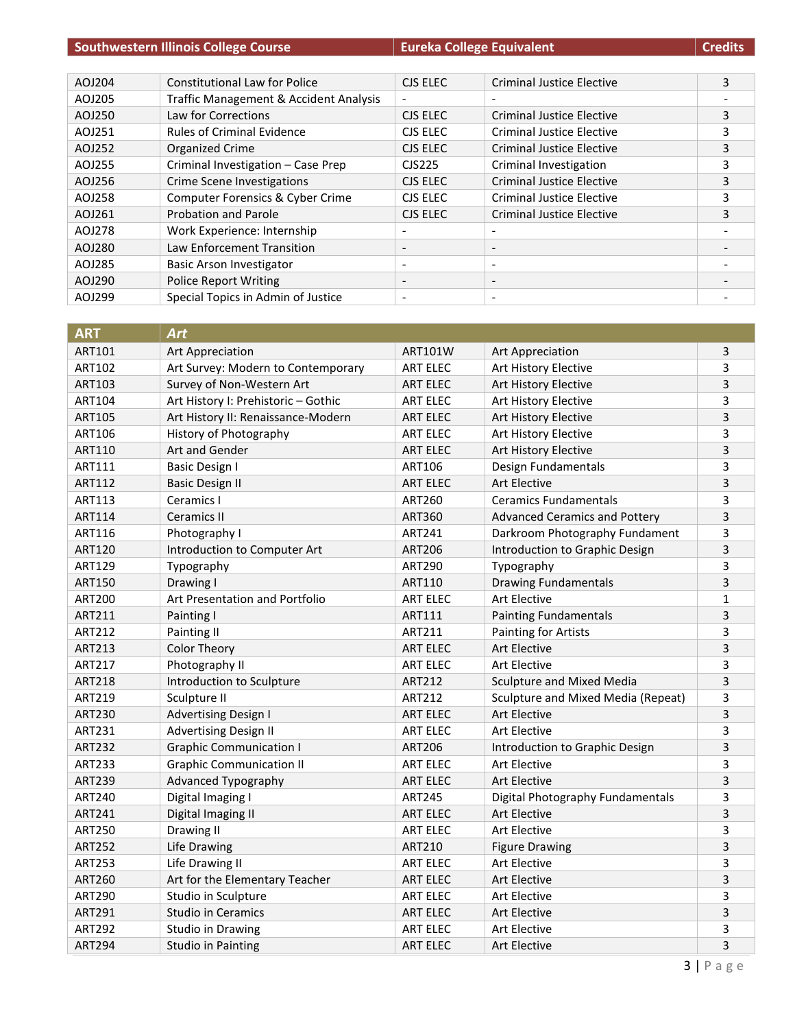| Southwestern Illinois College Course | | Eureka College Equivalent | | Credits |
|---|---|---|---|---|
| AOJ204 | Constitutional Law for Police | CJS ELEC | Criminal Justice Elective | 3 |
| AOJ205 | Traffic Management & Accident Analysis | - | - | - |
| AOJ250 | Law for Corrections | CJS ELEC | Criminal Justice Elective | 3 |
| AOJ251 | Rules of Criminal Evidence | CJS ELEC | Criminal Justice Elective | 3 |
| AOJ252 | Organized Crime | CJS ELEC | Criminal Justice Elective | 3 |
| AOJ255 | Criminal Investigation – Case Prep | CJS225 | Criminal Investigation | 3 |
| AOJ256 | Crime Scene Investigations | CJS ELEC | Criminal Justice Elective | 3 |
| AOJ258 | Computer Forensics & Cyber Crime | CJS ELEC | Criminal Justice Elective | 3 |
| AOJ261 | Probation and Parole | CJS ELEC | Criminal Justice Elective | 3 |
| AOJ278 | Work Experience: Internship | - | - | - |
| AOJ280 | Law Enforcement Transition | - | - | - |
| AOJ285 | Basic Arson Investigator | - | - | - |
| AOJ290 | Police Report Writing | - | - | - |
| AOJ299 | Special Topics in Admin of Justice | - | - | - |

| ART | *Art* | | | |
|---|---|---|---|---|
| ART101 | Art Appreciation | ART101W | Art Appreciation | 3 |
| ART102 | Art Survey: Modern to Contemporary | ART ELEC | Art History Elective | 3 |
| ART103 | Survey of Non-Western Art | ART ELEC | Art History Elective | 3 |
| ART104 | Art History I: Prehistoric – Gothic | ART ELEC | Art History Elective | 3 |
| ART105 | Art History II: Renaissance-Modern | ART ELEC | Art History Elective | 3 |
| ART106 | History of Photography | ART ELEC | Art History Elective | 3 |
| ART110 | Art and Gender | ART ELEC | Art History Elective | 3 |
| ART111 | Basic Design I | ART106 | Design Fundamentals | 3 |
| ART112 | Basic Design II | ART ELEC | Art Elective | 3 |
| ART113 | Ceramics I | ART260 | Ceramics Fundamentals | 3 |
| ART114 | Ceramics II | ART360 | Advanced Ceramics and Pottery | 3 |
| ART116 | Photography I | ART241 | Darkroom Photography Fundament | 3 |
| ART120 | Introduction to Computer Art | ART206 | Introduction to Graphic Design | 3 |
| ART129 | Typography | ART290 | Typography | 3 |
| ART150 | Drawing I | ART110 | Drawing Fundamentals | 3 |
| ART200 | Art Presentation and Portfolio | ART ELEC | Art Elective | 1 |
| ART211 | Painting I | ART111 | Painting Fundamentals | 3 |
| ART212 | Painting II | ART211 | Painting for Artists | 3 |
| ART213 | Color Theory | ART ELEC | Art Elective | 3 |
| ART217 | Photography II | ART ELEC | Art Elective | 3 |
| ART218 | Introduction to Sculpture | ART212 | Sculpture and Mixed Media | 3 |
| ART219 | Sculpture II | ART212 | Sculpture and Mixed Media (Repeat) | 3 |
| ART230 | Advertising Design I | ART ELEC | Art Elective | 3 |
| ART231 | Advertising Design II | ART ELEC | Art Elective | 3 |
| ART232 | Graphic Communication I | ART206 | Introduction to Graphic Design | 3 |
| ART233 | Graphic Communication II | ART ELEC | Art Elective | 3 |
| ART239 | Advanced Typography | ART ELEC | Art Elective | 3 |
| ART240 | Digital Imaging I | ART245 | Digital Photography Fundamentals | 3 |
| ART241 | Digital Imaging II | ART ELEC | Art Elective | 3 |
| ART250 | Drawing II | ART ELEC | Art Elective | 3 |
| ART252 | Life Drawing | ART210 | Figure Drawing | 3 |
| ART253 | Life Drawing II | ART ELEC | Art Elective | 3 |
| ART260 | Art for the Elementary Teacher | ART ELEC | Art Elective | 3 |
| ART290 | Studio in Sculpture | ART ELEC | Art Elective | 3 |
| ART291 | Studio in Ceramics | ART ELEC | Art Elective | 3 |
| ART292 | Studio in Drawing | ART ELEC | Art Elective | 3 |
| ART294 | Studio in Painting | ART ELEC | Art Elective | 3 |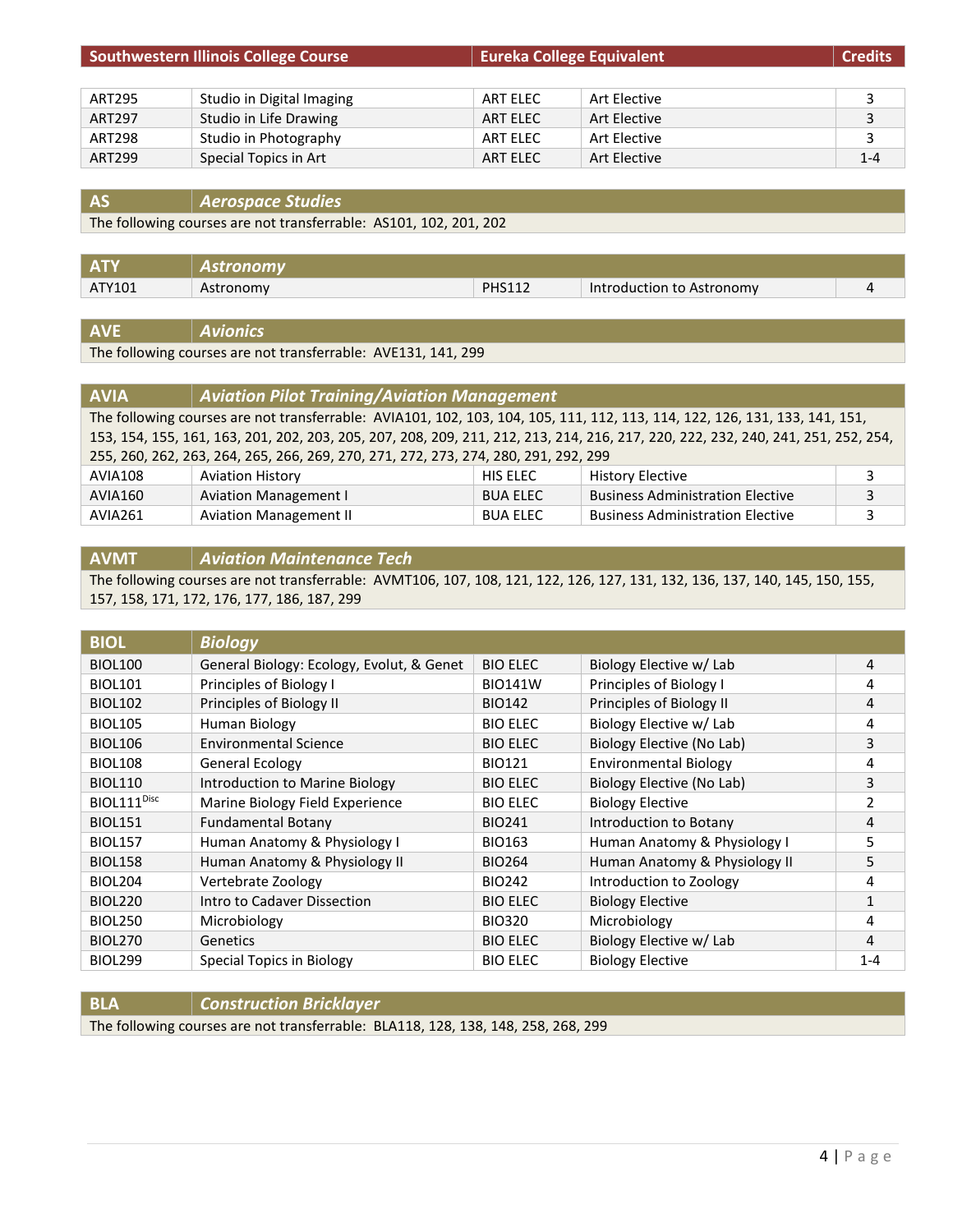| Southwestern Illinois College Course | | Eureka College Equivalent | | Credits |
|---|---|---|---|---|
| ART295 | Studio in Digital Imaging | ART ELEC | Art Elective | 3 |
| ART297 | Studio in Life Drawing | ART ELEC | Art Elective | 3 |
| ART298 | Studio in Photography | ART ELEC | Art Elective | 3 |
| ART299 | Special Topics in Art | ART ELEC | Art Elective | 1-4 |

| AS | *Aerospace Studies* |
|---|---|
| The following courses are not transferrable: AS101, 102, 201, 202 | |

| ATY | *Astronomy* | | | |
|---|---|---|---|---|
| ATY101 | Astronomy | PHS112 | Introduction to Astronomy | 4 |

| AVE | *Avionics* |
|---|---|
| The following courses are not transferrable: AVE131, 141, 299 | |

| AVIA | *Aviation Pilot Training/Aviation Management* | | | |
|---|---|---|---|---|
| The following courses are not transferrable: AVIA101, 102, 103, 104, 105, 111, 112, 113, 114, 122, 126, 131, 133, 141, 151, 153, 154, 155, 161, 163, 201, 202, 203, 205, 207, 208, 209, 211, 212, 213, 214, 216, 217, 220, 222, 232, 240, 241, 251, 252, 254, 255, 260, 262, 263, 264, 265, 266, 269, 270, 271, 272, 273, 274, 280, 291, 292, 299 | | | | |
| AVIA108 | Aviation History | HIS ELEC | History Elective | 3 |
| AVIA160 | Aviation Management I | BUA ELEC | Business Administration Elective | 3 |
| AVIA261 | Aviation Management II | BUA ELEC | Business Administration Elective | 3 |

| AVMT | *Aviation Maintenance Tech* |
|---|---|
| The following courses are not transferrable: AVMT106, 107, 108, 121, 122, 126, 127, 131, 132, 136, 137, 140, 145, 150, 155, 157, 158, 171, 172, 176, 177, 186, 187, 299 | |

| BIOL | *Biology* | | | |
|---|---|---|---|---|
| BIOL100 | General Biology: Ecology, Evolut, & Genet | BIO ELEC | Biology Elective w/ Lab | 4 |
| BIOL101 | Principles of Biology I | BIO141W | Principles of Biology I | 4 |
| BIOL102 | Principles of Biology II | BIO142 | Principles of Biology II | 4 |
| BIOL105 | Human Biology | BIO ELEC | Biology Elective w/ Lab | 4 |
| BIOL106 | Environmental Science | BIO ELEC | Biology Elective (No Lab) | 3 |
| BIOL108 | General Ecology | BIO121 | Environmental Biology | 4 |
| BIOL110 | Introduction to Marine Biology | BIO ELEC | Biology Elective (No Lab) | 3 |
| BIOL111[Disc] | Marine Biology Field Experience | BIO ELEC | Biology Elective | 2 |
| BIOL151 | Fundamental Botany | BIO241 | Introduction to Botany | 4 |
| BIOL157 | Human Anatomy & Physiology I | BIO163 | Human Anatomy & Physiology I | 5 |
| BIOL158 | Human Anatomy & Physiology II | BIO264 | Human Anatomy & Physiology II | 5 |
| BIOL204 | Vertebrate Zoology | BIO242 | Introduction to Zoology | 4 |
| BIOL220 | Intro to Cadaver Dissection | BIO ELEC | Biology Elective | 1 |
| BIOL250 | Microbiology | BIO320 | Microbiology | 4 |
| BIOL270 | Genetics | BIO ELEC | Biology Elective w/ Lab | 4 |
| BIOL299 | Special Topics in Biology | BIO ELEC | Biology Elective | 1-4 |

| BLA | *Construction Bricklayer* |
|---|---|
| The following courses are not transferrable: BLA118, 128, 138, 148, 258, 268, 299 | |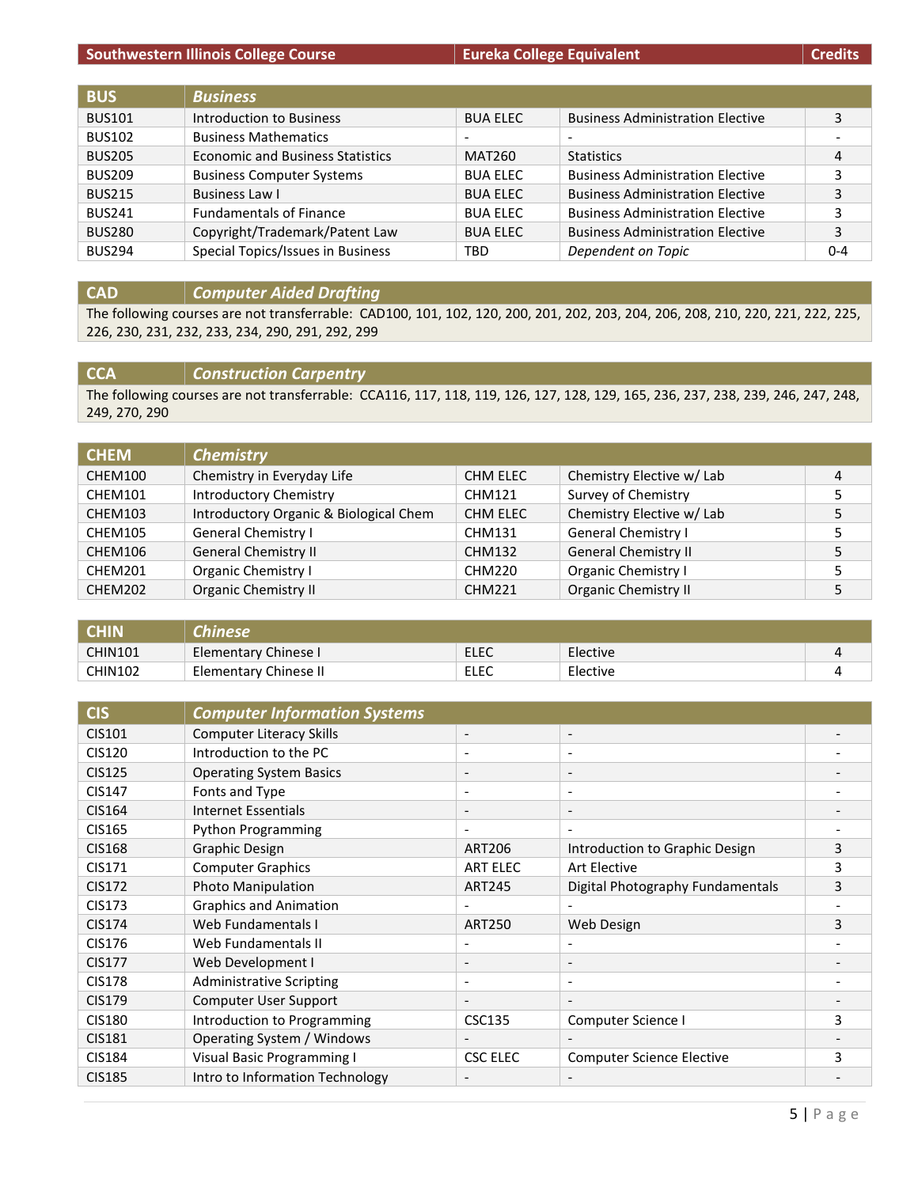| Southwestern Illinois College Course | | Eureka College Equivalent | | Credits |
|---|---|---|---|---|

| **BUS** | ***Business*** | | | |
|---|---|---|---|---|
| BUS101 | Introduction to Business | BUA ELEC | Business Administration Elective | 3 |
| BUS102 | Business Mathematics | - | - | - |
| BUS205 | Economic and Business Statistics | MAT260 | Statistics | 4 |
| BUS209 | Business Computer Systems | BUA ELEC | Business Administration Elective | 3 |
| BUS215 | Business Law I | BUA ELEC | Business Administration Elective | 3 |
| BUS241 | Fundamentals of Finance | BUA ELEC | Business Administration Elective | 3 |
| BUS280 | Copyright/Trademark/Patent Law | BUA ELEC | Business Administration Elective | 3 |
| BUS294 | Special Topics/Issues in Business | TBD | *Dependent on Topic* | 0-4 |

| **CAD** | ***Computer Aided Drafting*** |
|---|---|

The following courses are not transferrable: CAD100, 101, 102, 120, 200, 201, 202, 203, 204, 206, 208, 210, 220, 221, 222, 225, 226, 230, 231, 232, 233, 234, 290, 291, 292, 299

| **CCA** | ***Construction Carpentry*** |
|---|---|

The following courses are not transferrable: CCA116, 117, 118, 119, 126, 127, 128, 129, 165, 236, 237, 238, 239, 246, 247, 248, 249, 270, 290

| **CHEM** | ***Chemistry*** | | | |
|---|---|---|---|---|
| CHEM100 | Chemistry in Everyday Life | CHM ELEC | Chemistry Elective w/ Lab | 4 |
| CHEM101 | Introductory Chemistry | CHM121 | Survey of Chemistry | 5 |
| CHEM103 | Introductory Organic & Biological Chem | CHM ELEC | Chemistry Elective w/ Lab | 5 |
| CHEM105 | General Chemistry I | CHM131 | General Chemistry I | 5 |
| CHEM106 | General Chemistry II | CHM132 | General Chemistry II | 5 |
| CHEM201 | Organic Chemistry I | CHM220 | Organic Chemistry I | 5 |
| CHEM202 | Organic Chemistry II | CHM221 | Organic Chemistry II | 5 |

| **CHIN** | ***Chinese*** | | | |
|---|---|---|---|---|
| CHIN101 | Elementary Chinese I | ELEC | Elective | 4 |
| CHIN102 | Elementary Chinese II | ELEC | Elective | 4 |

| **CIS** | ***Computer Information Systems*** | | | |
|---|---|---|---|---|
| CIS101 | Computer Literacy Skills | - | - | - |
| CIS120 | Introduction to the PC | - | - | - |
| CIS125 | Operating System Basics | - | - | - |
| CIS147 | Fonts and Type | - | - | - |
| CIS164 | Internet Essentials | - | - | - |
| CIS165 | Python Programming | - | - | - |
| CIS168 | Graphic Design | ART206 | Introduction to Graphic Design | 3 |
| CIS171 | Computer Graphics | ART ELEC | Art Elective | 3 |
| CIS172 | Photo Manipulation | ART245 | Digital Photography Fundamentals | 3 |
| CIS173 | Graphics and Animation | - | - | - |
| CIS174 | Web Fundamentals I | ART250 | Web Design | 3 |
| CIS176 | Web Fundamentals II | - | - | - |
| CIS177 | Web Development I | - | - | - |
| CIS178 | Administrative Scripting | - | - | - |
| CIS179 | Computer User Support | - | - | - |
| CIS180 | Introduction to Programming | CSC135 | Computer Science I | 3 |
| CIS181 | Operating System / Windows | - | - | - |
| CIS184 | Visual Basic Programming I | CSC ELEC | Computer Science Elective | 3 |
| CIS185 | Intro to Information Technology | - | - | - |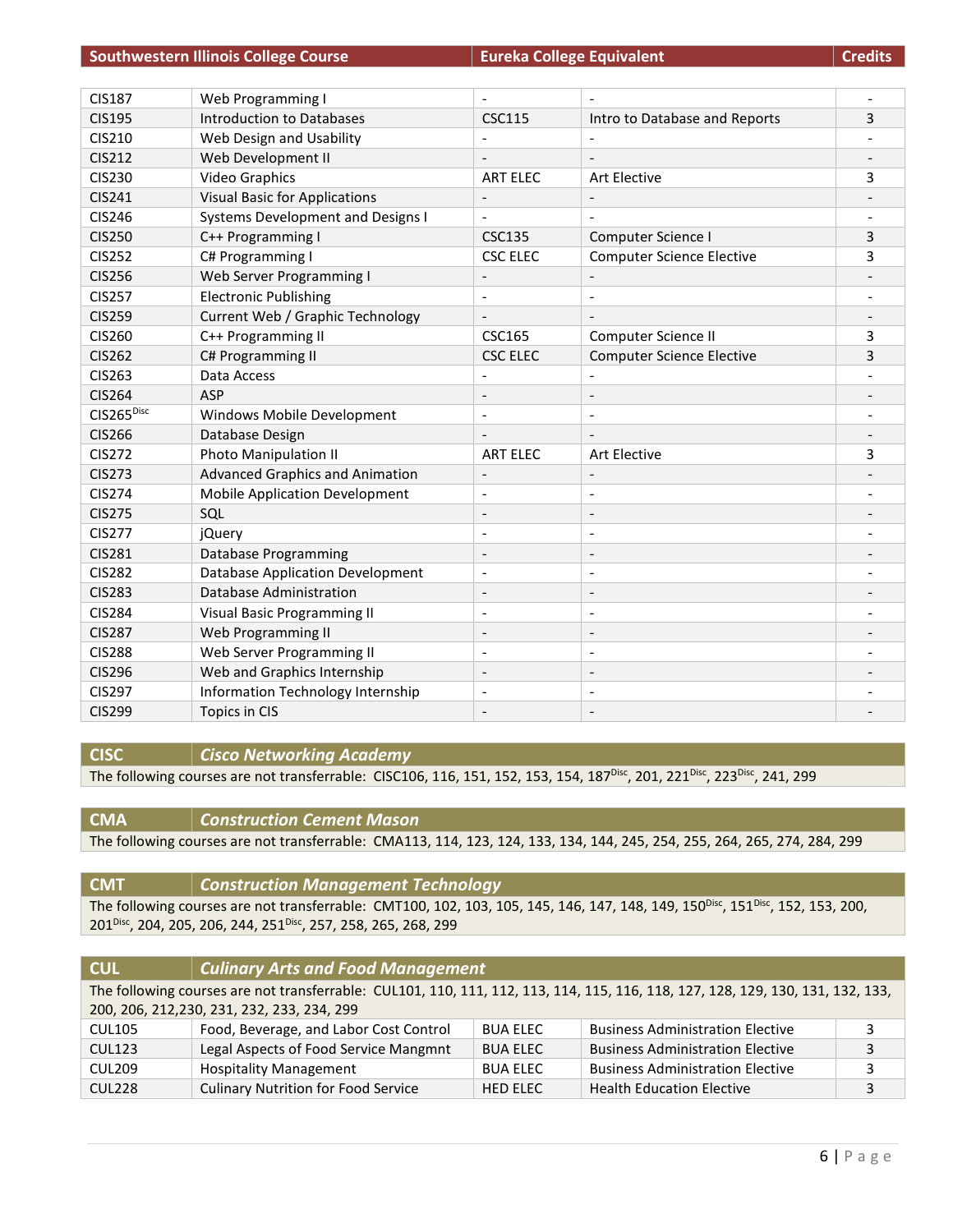| Southwestern Illinois College Course | | Eureka College Equivalent | | Credits |
|---|---|---|---|---|
| CIS187 | Web Programming I | - | - | - |
| CIS195 | Introduction to Databases | CSC115 | Intro to Database and Reports | 3 |
| CIS210 | Web Design and Usability | - | - | - |
| CIS212 | Web Development II | - | - | - |
| CIS230 | Video Graphics | ART ELEC | Art Elective | 3 |
| CIS241 | Visual Basic for Applications | - | - | - |
| CIS246 | Systems Development and Designs I | - | - | - |
| CIS250 | C++ Programming I | CSC135 | Computer Science I | 3 |
| CIS252 | C# Programming I | CSC ELEC | Computer Science Elective | 3 |
| CIS256 | Web Server Programming I | - | - | - |
| CIS257 | Electronic Publishing | - | - | - |
| CIS259 | Current Web / Graphic Technology | - | - | - |
| CIS260 | C++ Programming II | CSC165 | Computer Science II | 3 |
| CIS262 | C# Programming II | CSC ELEC | Computer Science Elective | 3 |
| CIS263 | Data Access | - | - | - |
| CIS264 | ASP | - | - | - |
| CIS265[Disc] | Windows Mobile Development | - | - | - |
| CIS266 | Database Design | - | - | - |
| CIS272 | Photo Manipulation II | ART ELEC | Art Elective | 3 |
| CIS273 | Advanced Graphics and Animation | - | - | - |
| CIS274 | Mobile Application Development | - | - | - |
| CIS275 | SQL | - | - | - |
| CIS277 | jQuery | - | - | - |
| CIS281 | Database Programming | - | - | - |
| CIS282 | Database Application Development | - | - | - |
| CIS283 | Database Administration | - | - | - |
| CIS284 | Visual Basic Programming II | - | - | - |
| CIS287 | Web Programming II | - | - | - |
| CIS288 | Web Server Programming II | - | - | - |
| CIS296 | Web and Graphics Internship | - | - | - |
| CIS297 | Information Technology Internship | - | - | - |
| CIS299 | Topics in CIS | - | - | - |

## CISC — *Cisco Networking Academy*

The following courses are not transferrable: CISC106, 116, 151, 152, 153, 154, 187[Disc], 201, 221[Disc], 223[Disc], 241, 299

## CMA — *Construction Cement Mason*

The following courses are not transferrable: CMA113, 114, 123, 124, 133, 134, 144, 245, 254, 255, 264, 265, 274, 284, 299

## CMT — *Construction Management Technology*

The following courses are not transferrable: CMT100, 102, 103, 105, 145, 146, 147, 148, 149, 150[Disc], 151[Disc], 152, 153, 200, 201[Disc], 204, 205, 206, 244, 251[Disc], 257, 258, 265, 268, 299

## CUL — *Culinary Arts and Food Management*

The following courses are not transferrable: CUL101, 110, 111, 112, 113, 114, 115, 116, 118, 127, 128, 129, 130, 131, 132, 133, 200, 206, 212,230, 231, 232, 233, 234, 299

| Southwestern Illinois College Course | | Eureka College Equivalent | | Credits |
|---|---|---|---|---|
| CUL105 | Food, Beverage, and Labor Cost Control | BUA ELEC | Business Administration Elective | 3 |
| CUL123 | Legal Aspects of Food Service Mangmnt | BUA ELEC | Business Administration Elective | 3 |
| CUL209 | Hospitality Management | BUA ELEC | Business Administration Elective | 3 |
| CUL228 | Culinary Nutrition for Food Service | HED ELEC | Health Education Elective | 3 |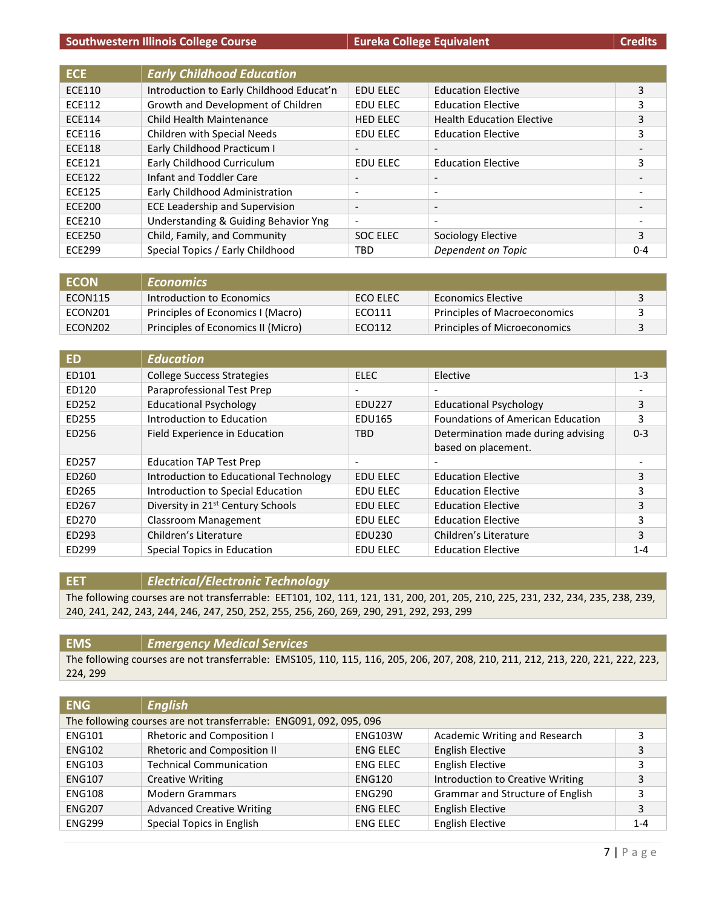| Southwestern Illinois College Course | | Eureka College Equivalent | | Credits |
|---|---|---|---|---|
| **ECE** | ***Early Childhood Education*** | | | |
| ECE110 | Introduction to Early Childhood Educat'n | EDU ELEC | Education Elective | 3 |
| ECE112 | Growth and Development of Children | EDU ELEC | Education Elective | 3 |
| ECE114 | Child Health Maintenance | HED ELEC | Health Education Elective | 3 |
| ECE116 | Children with Special Needs | EDU ELEC | Education Elective | 3 |
| ECE118 | Early Childhood Practicum I | - | - | - |
| ECE121 | Early Childhood Curriculum | EDU ELEC | Education Elective | 3 |
| ECE122 | Infant and Toddler Care | - | - | - |
| ECE125 | Early Childhood Administration | - | - | - |
| ECE200 | ECE Leadership and Supervision | - | - | - |
| ECE210 | Understanding & Guiding Behavior Yng | - | - | - |
| ECE250 | Child, Family, and Community | SOC ELEC | Sociology Elective | 3 |
| ECE299 | Special Topics / Early Childhood | TBD | *Dependent on Topic* | 0-4 |

| **ECON** | ***Economics*** | | | |
|---|---|---|---|---|
| ECON115 | Introduction to Economics | ECO ELEC | Economics Elective | 3 |
| ECON201 | Principles of Economics I (Macro) | ECO111 | Principles of Macroeconomics | 3 |
| ECON202 | Principles of Economics II (Micro) | ECO112 | Principles of Microeconomics | 3 |

| **ED** | ***Education*** | | | |
|---|---|---|---|---|
| ED101 | College Success Strategies | ELEC | Elective | 1-3 |
| ED120 | Paraprofessional Test Prep | - | - | - |
| ED252 | Educational Psychology | EDU227 | Educational Psychology | 3 |
| ED255 | Introduction to Education | EDU165 | Foundations of American Education | 3 |
| ED256 | Field Experience in Education | TBD | Determination made during advising based on placement. | 0-3 |
| ED257 | Education TAP Test Prep | - | - | - |
| ED260 | Introduction to Educational Technology | EDU ELEC | Education Elective | 3 |
| ED265 | Introduction to Special Education | EDU ELEC | Education Elective | 3 |
| ED267 | Diversity in 21st Century Schools | EDU ELEC | Education Elective | 3 |
| ED270 | Classroom Management | EDU ELEC | Education Elective | 3 |
| ED293 | Children's Literature | EDU230 | Children's Literature | 3 |
| ED299 | Special Topics in Education | EDU ELEC | Education Elective | 1-4 |

| **EET** | ***Electrical/Electronic Technology*** |
|---|---|
| The following courses are not transferrable: EET101, 102, 111, 121, 131, 200, 201, 205, 210, 225, 231, 232, 234, 235, 238, 239, 240, 241, 242, 243, 244, 246, 247, 250, 252, 255, 256, 260, 269, 290, 291, 292, 293, 299 | |

| **EMS** | ***Emergency Medical Services*** |
|---|---|
| The following courses are not transferrable: EMS105, 110, 115, 116, 205, 206, 207, 208, 210, 211, 212, 213, 220, 221, 222, 223, 224, 299 | |

| **ENG** | ***English*** | | | |
|---|---|---|---|---|
| The following courses are not transferrable: ENG091, 092, 095, 096 | | | | |
| ENG101 | Rhetoric and Composition I | ENG103W | Academic Writing and Research | 3 |
| ENG102 | Rhetoric and Composition II | ENG ELEC | English Elective | 3 |
| ENG103 | Technical Communication | ENG ELEC | English Elective | 3 |
| ENG107 | Creative Writing | ENG120 | Introduction to Creative Writing | 3 |
| ENG108 | Modern Grammars | ENG290 | Grammar and Structure of English | 3 |
| ENG207 | Advanced Creative Writing | ENG ELEC | English Elective | 3 |
| ENG299 | Special Topics in English | ENG ELEC | English Elective | 1-4 |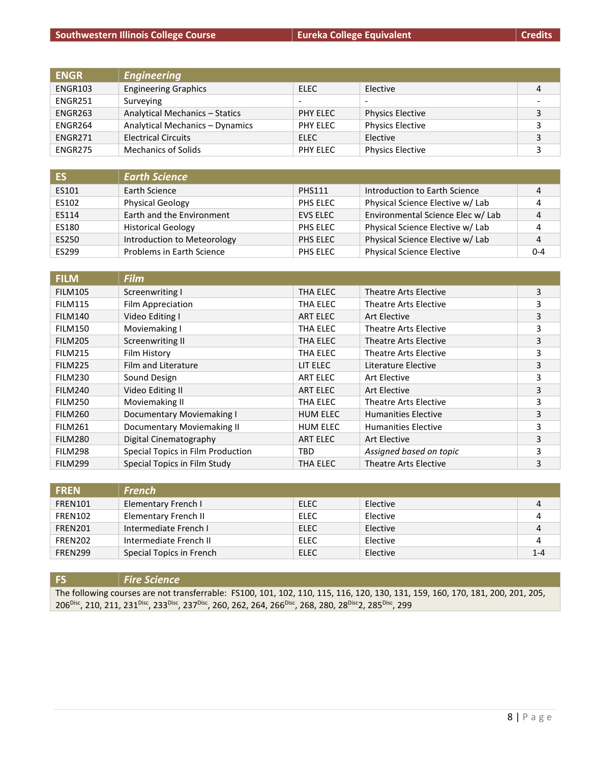| Southwestern Illinois College Course | | Eureka College Equivalent | | Credits |
|---|---|---|---|---|
| **ENGR** | ***Engineering*** | | | |
| ENGR103 | Engineering Graphics | ELEC | Elective | 4 |
| ENGR251 | Surveying | - | - | - |
| ENGR263 | Analytical Mechanics – Statics | PHY ELEC | Physics Elective | 3 |
| ENGR264 | Analytical Mechanics – Dynamics | PHY ELEC | Physics Elective | 3 |
| ENGR271 | Electrical Circuits | ELEC | Elective | 3 |
| ENGR275 | Mechanics of Solids | PHY ELEC | Physics Elective | 3 |

| **ES** | ***Earth Science*** | | | |
|---|---|---|---|---|
| ES101 | Earth Science | PHS111 | Introduction to Earth Science | 4 |
| ES102 | Physical Geology | PHS ELEC | Physical Science Elective w/ Lab | 4 |
| ES114 | Earth and the Environment | EVS ELEC | Environmental Science Elec w/ Lab | 4 |
| ES180 | Historical Geology | PHS ELEC | Physical Science Elective w/ Lab | 4 |
| ES250 | Introduction to Meteorology | PHS ELEC | Physical Science Elective w/ Lab | 4 |
| ES299 | Problems in Earth Science | PHS ELEC | Physical Science Elective | 0-4 |

| **FILM** | ***Film*** | | | |
|---|---|---|---|---|
| FILM105 | Screenwriting I | THA ELEC | Theatre Arts Elective | 3 |
| FILM115 | Film Appreciation | THA ELEC | Theatre Arts Elective | 3 |
| FILM140 | Video Editing I | ART ELEC | Art Elective | 3 |
| FILM150 | Moviemaking I | THA ELEC | Theatre Arts Elective | 3 |
| FILM205 | Screenwriting II | THA ELEC | Theatre Arts Elective | 3 |
| FILM215 | Film History | THA ELEC | Theatre Arts Elective | 3 |
| FILM225 | Film and Literature | LIT ELEC | Literature Elective | 3 |
| FILM230 | Sound Design | ART ELEC | Art Elective | 3 |
| FILM240 | Video Editing II | ART ELEC | Art Elective | 3 |
| FILM250 | Moviemaking II | THA ELEC | Theatre Arts Elective | 3 |
| FILM260 | Documentary Moviemaking I | HUM ELEC | Humanities Elective | 3 |
| FILM261 | Documentary Moviemaking II | HUM ELEC | Humanities Elective | 3 |
| FILM280 | Digital Cinematography | ART ELEC | Art Elective | 3 |
| FILM298 | Special Topics in Film Production | TBD | *Assigned based on topic* | 3 |
| FILM299 | Special Topics in Film Study | THA ELEC | Theatre Arts Elective | 3 |

| **FREN** | ***French*** | | | |
|---|---|---|---|---|
| FREN101 | Elementary French I | ELEC | Elective | 4 |
| FREN102 | Elementary French II | ELEC | Elective | 4 |
| FREN201 | Intermediate French I | ELEC | Elective | 4 |
| FREN202 | Intermediate French II | ELEC | Elective | 4 |
| FREN299 | Special Topics in French | ELEC | Elective | 1-4 |

| **FS** | ***Fire Science*** |
|---|---|

The following courses are not transferrable: FS100, 101, 102, 110, 115, 116, 120, 130, 131, 159, 160, 170, 181, 200, 201, 205, 206[Disc], 210, 211, 231[Disc], 233[Disc], 237[Disc], 260, 262, 264, 266[Disc], 268, 280, 28[Disc]2, 285[Disc], 299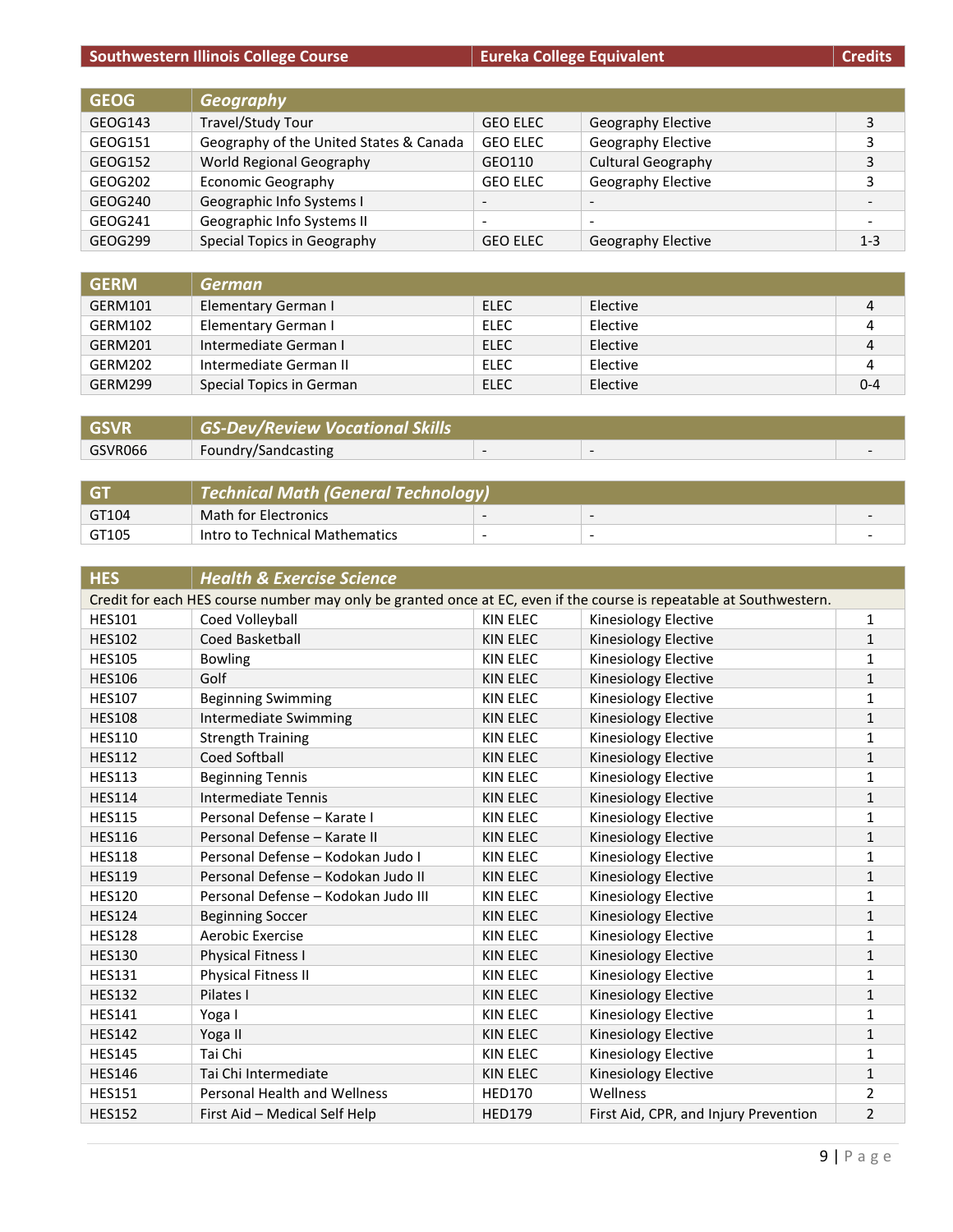| Southwestern Illinois College Course | | Eureka College Equivalent | | Credits |
|---|---|---|---|---|

| **GEOG** | ***Geography*** | | | |
|---|---|---|---|---|
| GEOG143 | Travel/Study Tour | GEO ELEC | Geography Elective | 3 |
| GEOG151 | Geography of the United States & Canada | GEO ELEC | Geography Elective | 3 |
| GEOG152 | World Regional Geography | GEO110 | Cultural Geography | 3 |
| GEOG202 | Economic Geography | GEO ELEC | Geography Elective | 3 |
| GEOG240 | Geographic Info Systems I | - | - | - |
| GEOG241 | Geographic Info Systems II | - | - | - |
| GEOG299 | Special Topics in Geography | GEO ELEC | Geography Elective | 1-3 |

| **GERM** | ***German*** | | | |
|---|---|---|---|---|
| GERM101 | Elementary German I | ELEC | Elective | 4 |
| GERM102 | Elementary German I | ELEC | Elective | 4 |
| GERM201 | Intermediate German I | ELEC | Elective | 4 |
| GERM202 | Intermediate German II | ELEC | Elective | 4 |
| GERM299 | Special Topics in German | ELEC | Elective | 0-4 |

| **GSVR** | ***GS-Dev/Review Vocational Skills*** | | | |
|---|---|---|---|---|
| GSVR066 | Foundry/Sandcasting | - | - | - |

| **GT** | ***Technical Math (General Technology)*** | | | |
|---|---|---|---|---|
| GT104 | Math for Electronics | - | - | - |
| GT105 | Intro to Technical Mathematics | - | - | - |

| **HES** | ***Health & Exercise Science*** | | | |
|---|---|---|---|---|
| Credit for each HES course number may only be granted once at EC, even if the course is repeatable at Southwestern. | | | | |
| HES101 | Coed Volleyball | KIN ELEC | Kinesiology Elective | 1 |
| HES102 | Coed Basketball | KIN ELEC | Kinesiology Elective | 1 |
| HES105 | Bowling | KIN ELEC | Kinesiology Elective | 1 |
| HES106 | Golf | KIN ELEC | Kinesiology Elective | 1 |
| HES107 | Beginning Swimming | KIN ELEC | Kinesiology Elective | 1 |
| HES108 | Intermediate Swimming | KIN ELEC | Kinesiology Elective | 1 |
| HES110 | Strength Training | KIN ELEC | Kinesiology Elective | 1 |
| HES112 | Coed Softball | KIN ELEC | Kinesiology Elective | 1 |
| HES113 | Beginning Tennis | KIN ELEC | Kinesiology Elective | 1 |
| HES114 | Intermediate Tennis | KIN ELEC | Kinesiology Elective | 1 |
| HES115 | Personal Defense – Karate I | KIN ELEC | Kinesiology Elective | 1 |
| HES116 | Personal Defense – Karate II | KIN ELEC | Kinesiology Elective | 1 |
| HES118 | Personal Defense – Kodokan Judo I | KIN ELEC | Kinesiology Elective | 1 |
| HES119 | Personal Defense – Kodokan Judo II | KIN ELEC | Kinesiology Elective | 1 |
| HES120 | Personal Defense – Kodokan Judo III | KIN ELEC | Kinesiology Elective | 1 |
| HES124 | Beginning Soccer | KIN ELEC | Kinesiology Elective | 1 |
| HES128 | Aerobic Exercise | KIN ELEC | Kinesiology Elective | 1 |
| HES130 | Physical Fitness I | KIN ELEC | Kinesiology Elective | 1 |
| HES131 | Physical Fitness II | KIN ELEC | Kinesiology Elective | 1 |
| HES132 | Pilates I | KIN ELEC | Kinesiology Elective | 1 |
| HES141 | Yoga I | KIN ELEC | Kinesiology Elective | 1 |
| HES142 | Yoga II | KIN ELEC | Kinesiology Elective | 1 |
| HES145 | Tai Chi | KIN ELEC | Kinesiology Elective | 1 |
| HES146 | Tai Chi Intermediate | KIN ELEC | Kinesiology Elective | 1 |
| HES151 | Personal Health and Wellness | HED170 | Wellness | 2 |
| HES152 | First Aid – Medical Self Help | HED179 | First Aid, CPR, and Injury Prevention | 2 |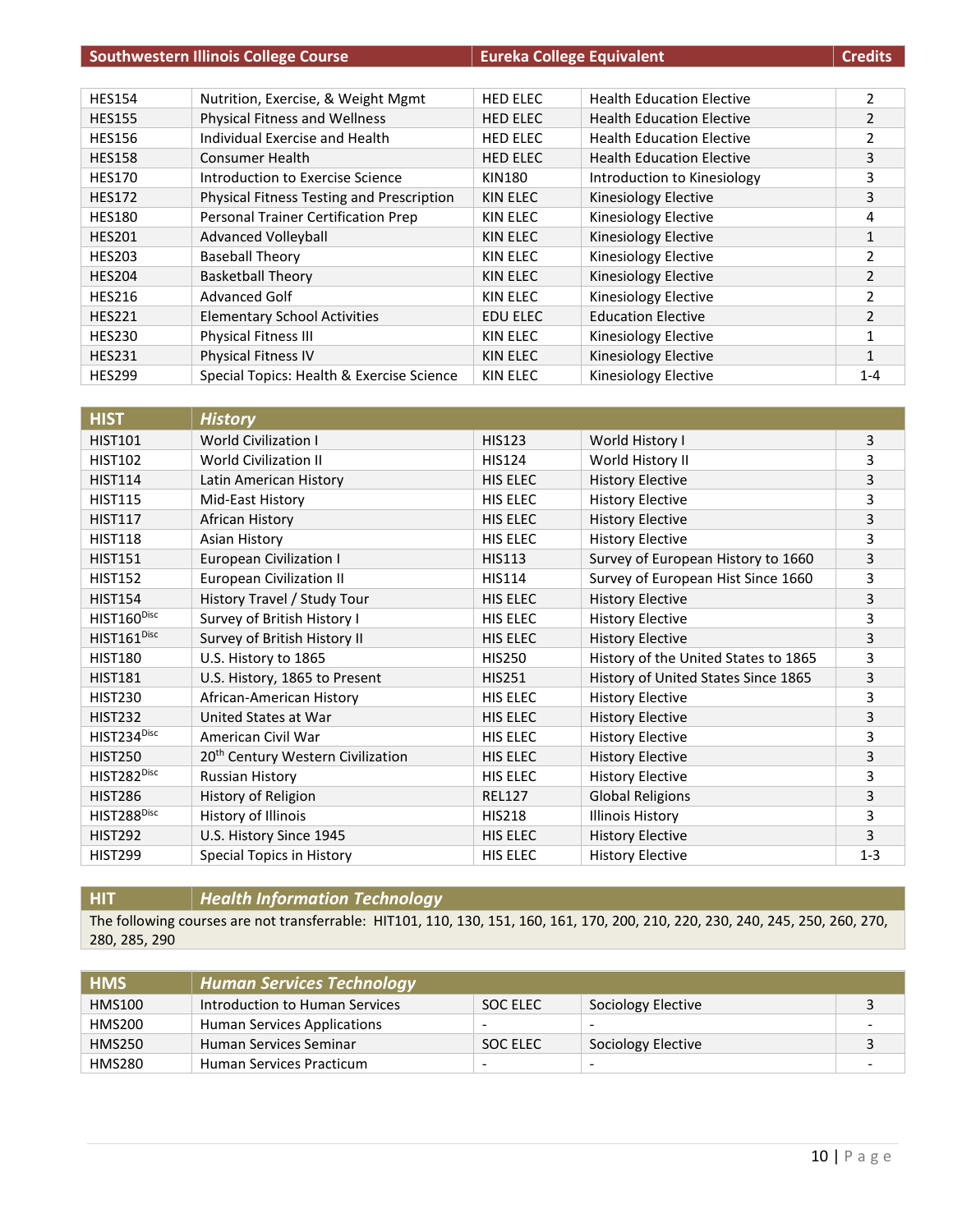| Southwestern Illinois College Course | | Eureka College Equivalent | | Credits |
|---|---|---|---|---|
| HES154 | Nutrition, Exercise, & Weight Mgmt | HED ELEC | Health Education Elective | 2 |
| HES155 | Physical Fitness and Wellness | HED ELEC | Health Education Elective | 2 |
| HES156 | Individual Exercise and Health | HED ELEC | Health Education Elective | 2 |
| HES158 | Consumer Health | HED ELEC | Health Education Elective | 3 |
| HES170 | Introduction to Exercise Science | KIN180 | Introduction to Kinesiology | 3 |
| HES172 | Physical Fitness Testing and Prescription | KIN ELEC | Kinesiology Elective | 3 |
| HES180 | Personal Trainer Certification Prep | KIN ELEC | Kinesiology Elective | 4 |
| HES201 | Advanced Volleyball | KIN ELEC | Kinesiology Elective | 1 |
| HES203 | Baseball Theory | KIN ELEC | Kinesiology Elective | 2 |
| HES204 | Basketball Theory | KIN ELEC | Kinesiology Elective | 2 |
| HES216 | Advanced Golf | KIN ELEC | Kinesiology Elective | 2 |
| HES221 | Elementary School Activities | EDU ELEC | Education Elective | 2 |
| HES230 | Physical Fitness III | KIN ELEC | Kinesiology Elective | 1 |
| HES231 | Physical Fitness IV | KIN ELEC | Kinesiology Elective | 1 |
| HES299 | Special Topics: Health & Exercise Science | KIN ELEC | Kinesiology Elective | 1-4 |

| HIST | *History* | | | |
|---|---|---|---|---|
| HIST101 | World Civilization I | HIS123 | World History I | 3 |
| HIST102 | World Civilization II | HIS124 | World History II | 3 |
| HIST114 | Latin American History | HIS ELEC | History Elective | 3 |
| HIST115 | Mid-East History | HIS ELEC | History Elective | 3 |
| HIST117 | African History | HIS ELEC | History Elective | 3 |
| HIST118 | Asian History | HIS ELEC | History Elective | 3 |
| HIST151 | European Civilization I | HIS113 | Survey of European History to 1660 | 3 |
| HIST152 | European Civilization II | HIS114 | Survey of European Hist Since 1660 | 3 |
| HIST154 | History Travel / Study Tour | HIS ELEC | History Elective | 3 |
| HIST160[Disc] | Survey of British History I | HIS ELEC | History Elective | 3 |
| HIST161[Disc] | Survey of British History II | HIS ELEC | History Elective | 3 |
| HIST180 | U.S. History to 1865 | HIS250 | History of the United States to 1865 | 3 |
| HIST181 | U.S. History, 1865 to Present | HIS251 | History of United States Since 1865 | 3 |
| HIST230 | African-American History | HIS ELEC | History Elective | 3 |
| HIST232 | United States at War | HIS ELEC | History Elective | 3 |
| HIST234[Disc] | American Civil War | HIS ELEC | History Elective | 3 |
| HIST250 | 20th Century Western Civilization | HIS ELEC | History Elective | 3 |
| HIST282[Disc] | Russian History | HIS ELEC | History Elective | 3 |
| HIST286 | History of Religion | REL127 | Global Religions | 3 |
| HIST288[Disc] | History of Illinois | HIS218 | Illinois History | 3 |
| HIST292 | U.S. History Since 1945 | HIS ELEC | History Elective | 3 |
| HIST299 | Special Topics in History | HIS ELEC | History Elective | 1-3 |

| HIT | *Health Information Technology* |
|---|---|
| The following courses are not transferrable: HIT101, 110, 130, 151, 160, 161, 170, 200, 210, 220, 230, 240, 245, 250, 260, 270, 280, 285, 290 | |

| HMS | *Human Services Technology* | | | |
|---|---|---|---|---|
| HMS100 | Introduction to Human Services | SOC ELEC | Sociology Elective | 3 |
| HMS200 | Human Services Applications | - | - | - |
| HMS250 | Human Services Seminar | SOC ELEC | Sociology Elective | 3 |
| HMS280 | Human Services Practicum | - | - | - |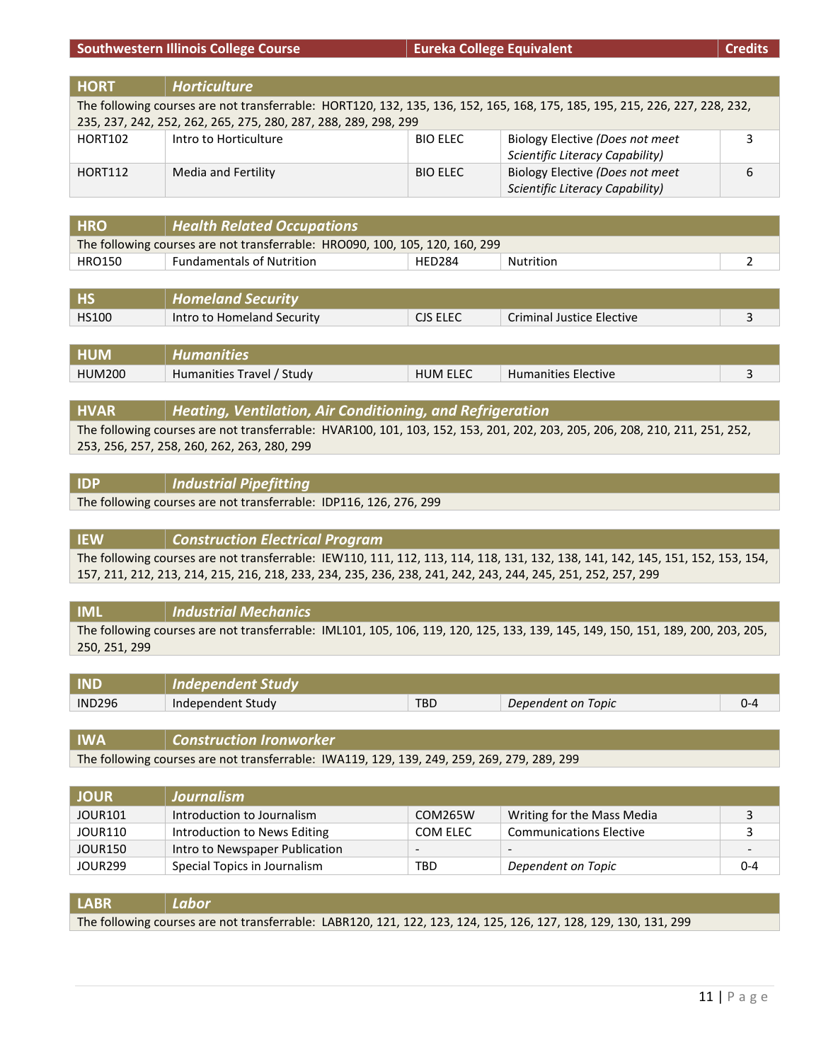| Southwestern Illinois College Course | | Eureka College Equivalent | | Credits |
|---|---|---|---|---|
| **HORT** | ***Horticulture*** | | | |
| The following courses are not transferrable: HORT120, 132, 135, 136, 152, 165, 168, 175, 185, 195, 215, 226, 227, 228, 232, 235, 237, 242, 252, 262, 265, 275, 280, 287, 288, 289, 298, 299 | | | | |
| HORT102 | Intro to Horticulture | BIO ELEC | Biology Elective *(Does not meet Scientific Literacy Capability)* | 3 |
| HORT112 | Media and Fertility | BIO ELEC | Biology Elective *(Does not meet Scientific Literacy Capability)* | 6 |
| **HRO** | ***Health Related Occupations*** | | | |
| The following courses are not transferrable: HRO090, 100, 105, 120, 160, 299 | | | | |
| HRO150 | Fundamentals of Nutrition | HED284 | Nutrition | 2 |
| **HS** | ***Homeland Security*** | | | |
| HS100 | Intro to Homeland Security | CJS ELEC | Criminal Justice Elective | 3 |
| **HUM** | ***Humanities*** | | | |
| HUM200 | Humanities Travel / Study | HUM ELEC | Humanities Elective | 3 |
| **HVAR** | ***Heating, Ventilation, Air Conditioning, and Refrigeration*** | | | |
| The following courses are not transferrable: HVAR100, 101, 103, 152, 153, 201, 202, 203, 205, 206, 208, 210, 211, 251, 252, 253, 256, 257, 258, 260, 262, 263, 280, 299 | | | | |
| **IDP** | ***Industrial Pipefitting*** | | | |
| The following courses are not transferrable: IDP116, 126, 276, 299 | | | | |
| **IEW** | ***Construction Electrical Program*** | | | |
| The following courses are not transferrable: IEW110, 111, 112, 113, 114, 118, 131, 132, 138, 141, 142, 145, 151, 152, 153, 154, 157, 211, 212, 213, 214, 215, 216, 218, 233, 234, 235, 236, 238, 241, 242, 243, 244, 245, 251, 252, 257, 299 | | | | |
| **IML** | ***Industrial Mechanics*** | | | |
| The following courses are not transferrable: IML101, 105, 106, 119, 120, 125, 133, 139, 145, 149, 150, 151, 189, 200, 203, 205, 250, 251, 299 | | | | |
| **IND** | ***Independent Study*** | | | |
| IND296 | Independent Study | TBD | *Dependent on Topic* | 0-4 |
| **IWA** | ***Construction Ironworker*** | | | |
| The following courses are not transferrable: IWA119, 129, 139, 249, 259, 269, 279, 289, 299 | | | | |
| **JOUR** | ***Journalism*** | | | |
| JOUR101 | Introduction to Journalism | COM265W | Writing for the Mass Media | 3 |
| JOUR110 | Introduction to News Editing | COM ELEC | Communications Elective | 3 |
| JOUR150 | Intro to Newspaper Publication | - | - | - |
| JOUR299 | Special Topics in Journalism | TBD | *Dependent on Topic* | 0-4 |
| **LABR** | ***Labor*** | | | |
| The following courses are not transferrable: LABR120, 121, 122, 123, 124, 125, 126, 127, 128, 129, 130, 131, 299 | | | | |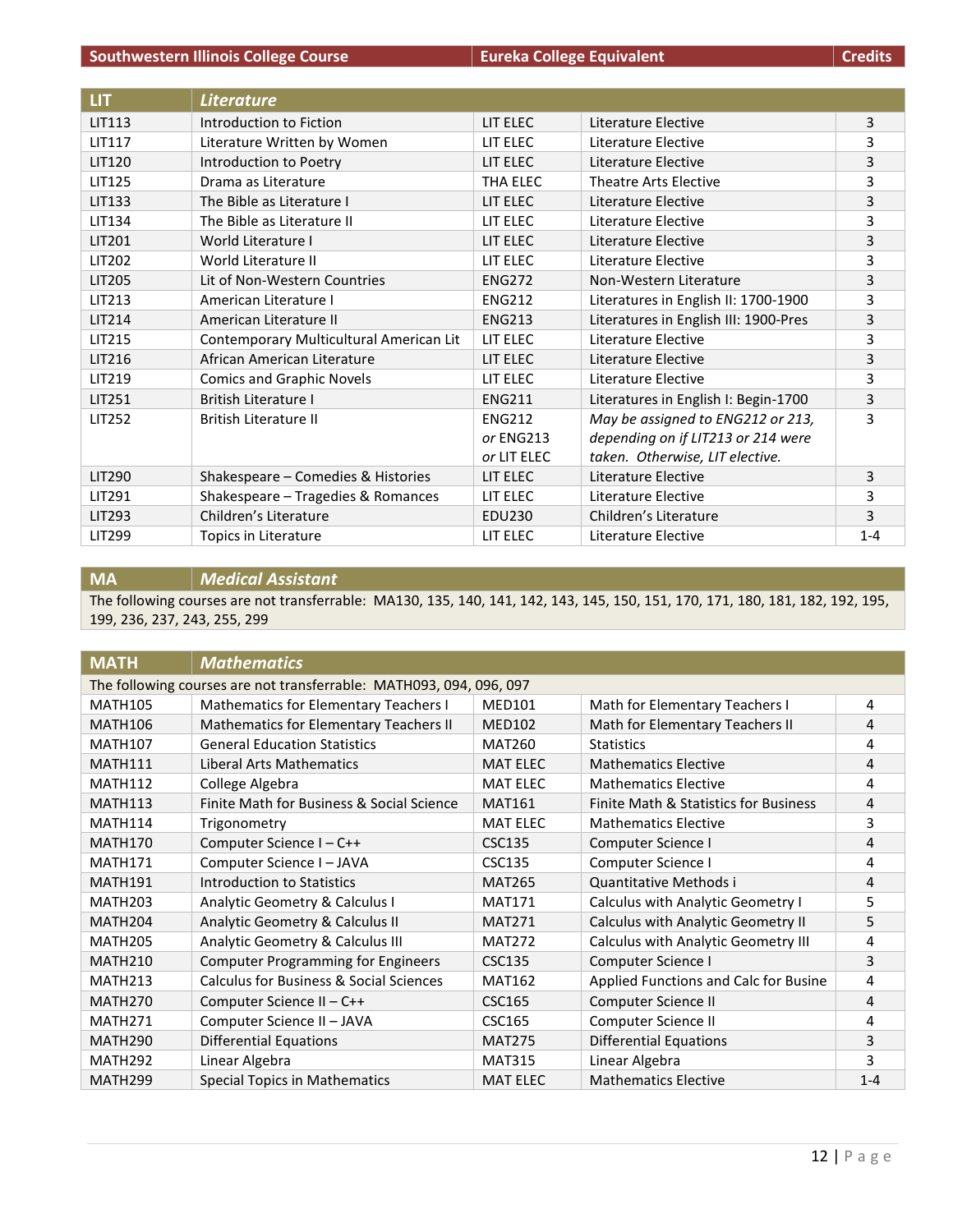| Southwestern Illinois College Course | | Eureka College Equivalent | | Credits |
|---|---|---|---|---|
| **LIT** | ***Literature*** | | | |
| LIT113 | Introduction to Fiction | LIT ELEC | Literature Elective | 3 |
| LIT117 | Literature Written by Women | LIT ELEC | Literature Elective | 3 |
| LIT120 | Introduction to Poetry | LIT ELEC | Literature Elective | 3 |
| LIT125 | Drama as Literature | THA ELEC | Theatre Arts Elective | 3 |
| LIT133 | The Bible as Literature I | LIT ELEC | Literature Elective | 3 |
| LIT134 | The Bible as Literature II | LIT ELEC | Literature Elective | 3 |
| LIT201 | World Literature I | LIT ELEC | Literature Elective | 3 |
| LIT202 | World Literature II | LIT ELEC | Literature Elective | 3 |
| LIT205 | Lit of Non-Western Countries | ENG272 | Non-Western Literature | 3 |
| LIT213 | American Literature I | ENG212 | Literatures in English II: 1700-1900 | 3 |
| LIT214 | American Literature II | ENG213 | Literatures in English III: 1900-Pres | 3 |
| LIT215 | Contemporary Multicultural American Lit | LIT ELEC | Literature Elective | 3 |
| LIT216 | African American Literature | LIT ELEC | Literature Elective | 3 |
| LIT219 | Comics and Graphic Novels | LIT ELEC | Literature Elective | 3 |
| LIT251 | British Literature I | ENG211 | Literatures in English I: Begin-1700 | 3 |
| LIT252 | British Literature II | ENG212 *or* ENG213 *or* LIT ELEC | *May be assigned to ENG212 or 213, depending on if LIT213 or 214 were taken. Otherwise, LIT elective.* | 3 |
| LIT290 | Shakespeare – Comedies & Histories | LIT ELEC | Literature Elective | 3 |
| LIT291 | Shakespeare – Tragedies & Romances | LIT ELEC | Literature Elective | 3 |
| LIT293 | Children's Literature | EDU230 | Children's Literature | 3 |
| LIT299 | Topics in Literature | LIT ELEC | Literature Elective | 1-4 |

| **MA** | ***Medical Assistant*** |
|---|---|
| The following courses are not transferrable: MA130, 135, 140, 141, 142, 143, 145, 150, 151, 170, 171, 180, 181, 182, 192, 195, 199, 236, 237, 243, 255, 299 | |

| **MATH** | ***Mathematics*** | | | |
|---|---|---|---|---|
| The following courses are not transferrable: MATH093, 094, 096, 097 | | | | |
| MATH105 | Mathematics for Elementary Teachers I | MED101 | Math for Elementary Teachers I | 4 |
| MATH106 | Mathematics for Elementary Teachers II | MED102 | Math for Elementary Teachers II | 4 |
| MATH107 | General Education Statistics | MAT260 | Statistics | 4 |
| MATH111 | Liberal Arts Mathematics | MAT ELEC | Mathematics Elective | 4 |
| MATH112 | College Algebra | MAT ELEC | Mathematics Elective | 4 |
| MATH113 | Finite Math for Business & Social Science | MAT161 | Finite Math & Statistics for Business | 4 |
| MATH114 | Trigonometry | MAT ELEC | Mathematics Elective | 3 |
| MATH170 | Computer Science I – C++ | CSC135 | Computer Science I | 4 |
| MATH171 | Computer Science I – JAVA | CSC135 | Computer Science I | 4 |
| MATH191 | Introduction to Statistics | MAT265 | Quantitative Methods i | 4 |
| MATH203 | Analytic Geometry & Calculus I | MAT171 | Calculus with Analytic Geometry I | 5 |
| MATH204 | Analytic Geometry & Calculus II | MAT271 | Calculus with Analytic Geometry II | 5 |
| MATH205 | Analytic Geometry & Calculus III | MAT272 | Calculus with Analytic Geometry III | 4 |
| MATH210 | Computer Programming for Engineers | CSC135 | Computer Science I | 3 |
| MATH213 | Calculus for Business & Social Sciences | MAT162 | Applied Functions and Calc for Busine | 4 |
| MATH270 | Computer Science II – C++ | CSC165 | Computer Science II | 4 |
| MATH271 | Computer Science II – JAVA | CSC165 | Computer Science II | 4 |
| MATH290 | Differential Equations | MAT275 | Differential Equations | 3 |
| MATH292 | Linear Algebra | MAT315 | Linear Algebra | 3 |
| MATH299 | Special Topics in Mathematics | MAT ELEC | Mathematics Elective | 1-4 |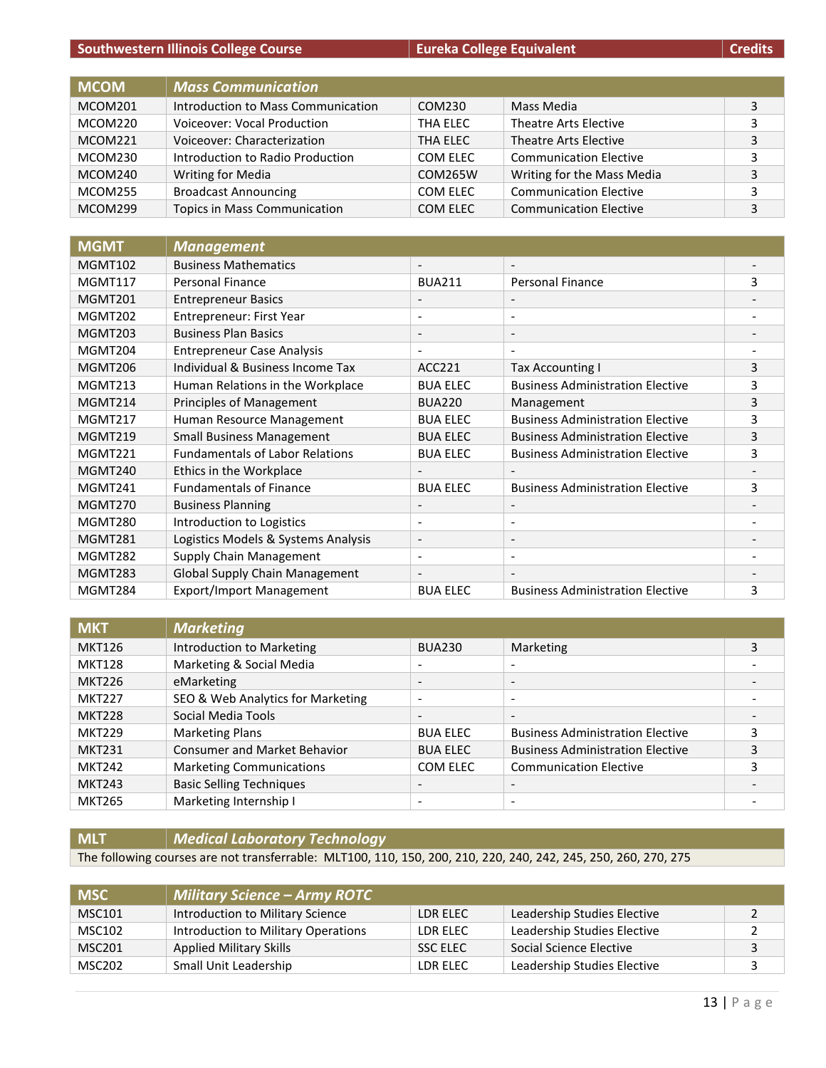| Southwestern Illinois College Course | | Eureka College Equivalent | | Credits |
|---|---|---|---|---|
| **MCOM** | ***Mass Communication*** | | | |
| MCOM201 | Introduction to Mass Communication | COM230 | Mass Media | 3 |
| MCOM220 | Voiceover: Vocal Production | THA ELEC | Theatre Arts Elective | 3 |
| MCOM221 | Voiceover: Characterization | THA ELEC | Theatre Arts Elective | 3 |
| MCOM230 | Introduction to Radio Production | COM ELEC | Communication Elective | 3 |
| MCOM240 | Writing for Media | COM265W | Writing for the Mass Media | 3 |
| MCOM255 | Broadcast Announcing | COM ELEC | Communication Elective | 3 |
| MCOM299 | Topics in Mass Communication | COM ELEC | Communication Elective | 3 |
| **MGMT** | ***Management*** | | | |
| MGMT102 | Business Mathematics | - | - | - |
| MGMT117 | Personal Finance | BUA211 | Personal Finance | 3 |
| MGMT201 | Entrepreneur Basics | - | - | - |
| MGMT202 | Entrepreneur: First Year | - | - | - |
| MGMT203 | Business Plan Basics | - | - | - |
| MGMT204 | Entrepreneur Case Analysis | - | - | - |
| MGMT206 | Individual & Business Income Tax | ACC221 | Tax Accounting I | 3 |
| MGMT213 | Human Relations in the Workplace | BUA ELEC | Business Administration Elective | 3 |
| MGMT214 | Principles of Management | BUA220 | Management | 3 |
| MGMT217 | Human Resource Management | BUA ELEC | Business Administration Elective | 3 |
| MGMT219 | Small Business Management | BUA ELEC | Business Administration Elective | 3 |
| MGMT221 | Fundamentals of Labor Relations | BUA ELEC | Business Administration Elective | 3 |
| MGMT240 | Ethics in the Workplace | - | - | - |
| MGMT241 | Fundamentals of Finance | BUA ELEC | Business Administration Elective | 3 |
| MGMT270 | Business Planning | - | - | - |
| MGMT280 | Introduction to Logistics | - | - | - |
| MGMT281 | Logistics Models & Systems Analysis | - | - | - |
| MGMT282 | Supply Chain Management | - | - | - |
| MGMT283 | Global Supply Chain Management | - | - | - |
| MGMT284 | Export/Import Management | BUA ELEC | Business Administration Elective | 3 |
| **MKT** | ***Marketing*** | | | |
| MKT126 | Introduction to Marketing | BUA230 | Marketing | 3 |
| MKT128 | Marketing & Social Media | - | - | - |
| MKT226 | eMarketing | - | - | - |
| MKT227 | SEO & Web Analytics for Marketing | - | - | - |
| MKT228 | Social Media Tools | - | - | - |
| MKT229 | Marketing Plans | BUA ELEC | Business Administration Elective | 3 |
| MKT231 | Consumer and Market Behavior | BUA ELEC | Business Administration Elective | 3 |
| MKT242 | Marketing Communications | COM ELEC | Communication Elective | 3 |
| MKT243 | Basic Selling Techniques | - | - | - |
| MKT265 | Marketing Internship I | - | - | - |
| **MLT** | ***Medical Laboratory Technology*** | | | |
| The following courses are not transferrable: MLT100, 110, 150, 200, 210, 220, 240, 242, 245, 250, 260, 270, 275 | | | | |
| **MSC** | ***Military Science – Army ROTC*** | | | |
| MSC101 | Introduction to Military Science | LDR ELEC | Leadership Studies Elective | 2 |
| MSC102 | Introduction to Military Operations | LDR ELEC | Leadership Studies Elective | 2 |
| MSC201 | Applied Military Skills | SSC ELEC | Social Science Elective | 3 |
| MSC202 | Small Unit Leadership | LDR ELEC | Leadership Studies Elective | 3 |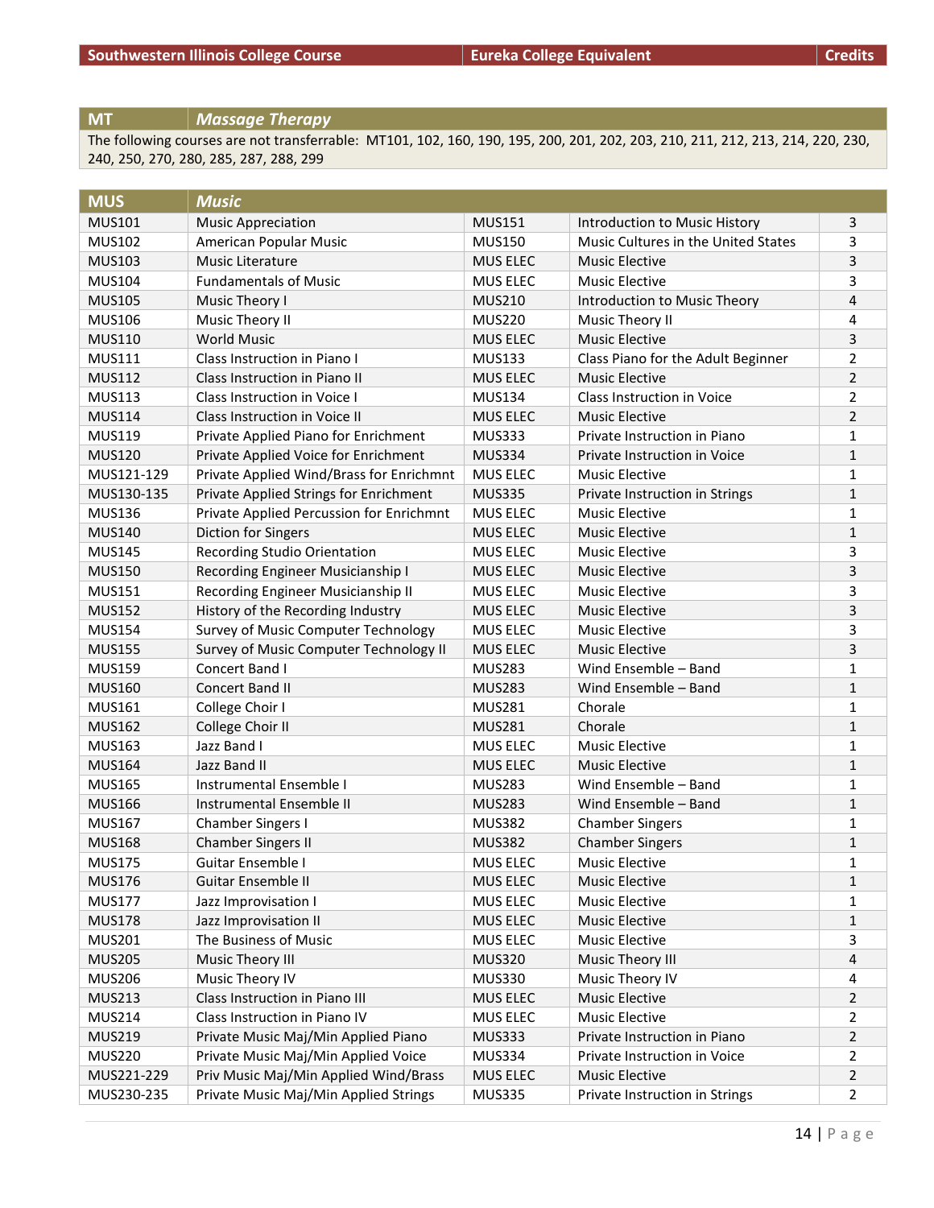| Southwestern Illinois College Course | | Eureka College Equivalent | | Credits |
|---|---|---|---|---|

## MT *Massage Therapy*

The following courses are not transferrable: MT101, 102, 160, 190, 195, 200, 201, 202, 203, 210, 211, 212, 213, 214, 220, 230, 240, 250, 270, 280, 285, 287, 288, 299

## MUS *Music*

| Southwestern Illinois College Course | | Eureka College Equivalent | | Credits |
|---|---|---|---|---|
| MUS101 | Music Appreciation | MUS151 | Introduction to Music History | 3 |
| MUS102 | American Popular Music | MUS150 | Music Cultures in the United States | 3 |
| MUS103 | Music Literature | MUS ELEC | Music Elective | 3 |
| MUS104 | Fundamentals of Music | MUS ELEC | Music Elective | 3 |
| MUS105 | Music Theory I | MUS210 | Introduction to Music Theory | 4 |
| MUS106 | Music Theory II | MUS220 | Music Theory II | 4 |
| MUS110 | World Music | MUS ELEC | Music Elective | 3 |
| MUS111 | Class Instruction in Piano I | MUS133 | Class Piano for the Adult Beginner | 2 |
| MUS112 | Class Instruction in Piano II | MUS ELEC | Music Elective | 2 |
| MUS113 | Class Instruction in Voice I | MUS134 | Class Instruction in Voice | 2 |
| MUS114 | Class Instruction in Voice II | MUS ELEC | Music Elective | 2 |
| MUS119 | Private Applied Piano for Enrichment | MUS333 | Private Instruction in Piano | 1 |
| MUS120 | Private Applied Voice for Enrichment | MUS334 | Private Instruction in Voice | 1 |
| MUS121-129 | Private Applied Wind/Brass for Enrichmnt | MUS ELEC | Music Elective | 1 |
| MUS130-135 | Private Applied Strings for Enrichment | MUS335 | Private Instruction in Strings | 1 |
| MUS136 | Private Applied Percussion for Enrichmnt | MUS ELEC | Music Elective | 1 |
| MUS140 | Diction for Singers | MUS ELEC | Music Elective | 1 |
| MUS145 | Recording Studio Orientation | MUS ELEC | Music Elective | 3 |
| MUS150 | Recording Engineer Musicianship I | MUS ELEC | Music Elective | 3 |
| MUS151 | Recording Engineer Musicianship II | MUS ELEC | Music Elective | 3 |
| MUS152 | History of the Recording Industry | MUS ELEC | Music Elective | 3 |
| MUS154 | Survey of Music Computer Technology | MUS ELEC | Music Elective | 3 |
| MUS155 | Survey of Music Computer Technology II | MUS ELEC | Music Elective | 3 |
| MUS159 | Concert Band I | MUS283 | Wind Ensemble – Band | 1 |
| MUS160 | Concert Band II | MUS283 | Wind Ensemble – Band | 1 |
| MUS161 | College Choir I | MUS281 | Chorale | 1 |
| MUS162 | College Choir II | MUS281 | Chorale | 1 |
| MUS163 | Jazz Band I | MUS ELEC | Music Elective | 1 |
| MUS164 | Jazz Band II | MUS ELEC | Music Elective | 1 |
| MUS165 | Instrumental Ensemble I | MUS283 | Wind Ensemble – Band | 1 |
| MUS166 | Instrumental Ensemble II | MUS283 | Wind Ensemble – Band | 1 |
| MUS167 | Chamber Singers I | MUS382 | Chamber Singers | 1 |
| MUS168 | Chamber Singers II | MUS382 | Chamber Singers | 1 |
| MUS175 | Guitar Ensemble I | MUS ELEC | Music Elective | 1 |
| MUS176 | Guitar Ensemble II | MUS ELEC | Music Elective | 1 |
| MUS177 | Jazz Improvisation I | MUS ELEC | Music Elective | 1 |
| MUS178 | Jazz Improvisation II | MUS ELEC | Music Elective | 1 |
| MUS201 | The Business of Music | MUS ELEC | Music Elective | 3 |
| MUS205 | Music Theory III | MUS320 | Music Theory III | 4 |
| MUS206 | Music Theory IV | MUS330 | Music Theory IV | 4 |
| MUS213 | Class Instruction in Piano III | MUS ELEC | Music Elective | 2 |
| MUS214 | Class Instruction in Piano IV | MUS ELEC | Music Elective | 2 |
| MUS219 | Private Music Maj/Min Applied Piano | MUS333 | Private Instruction in Piano | 2 |
| MUS220 | Private Music Maj/Min Applied Voice | MUS334 | Private Instruction in Voice | 2 |
| MUS221-229 | Priv Music Maj/Min Applied Wind/Brass | MUS ELEC | Music Elective | 2 |
| MUS230-235 | Private Music Maj/Min Applied Strings | MUS335 | Private Instruction in Strings | 2 |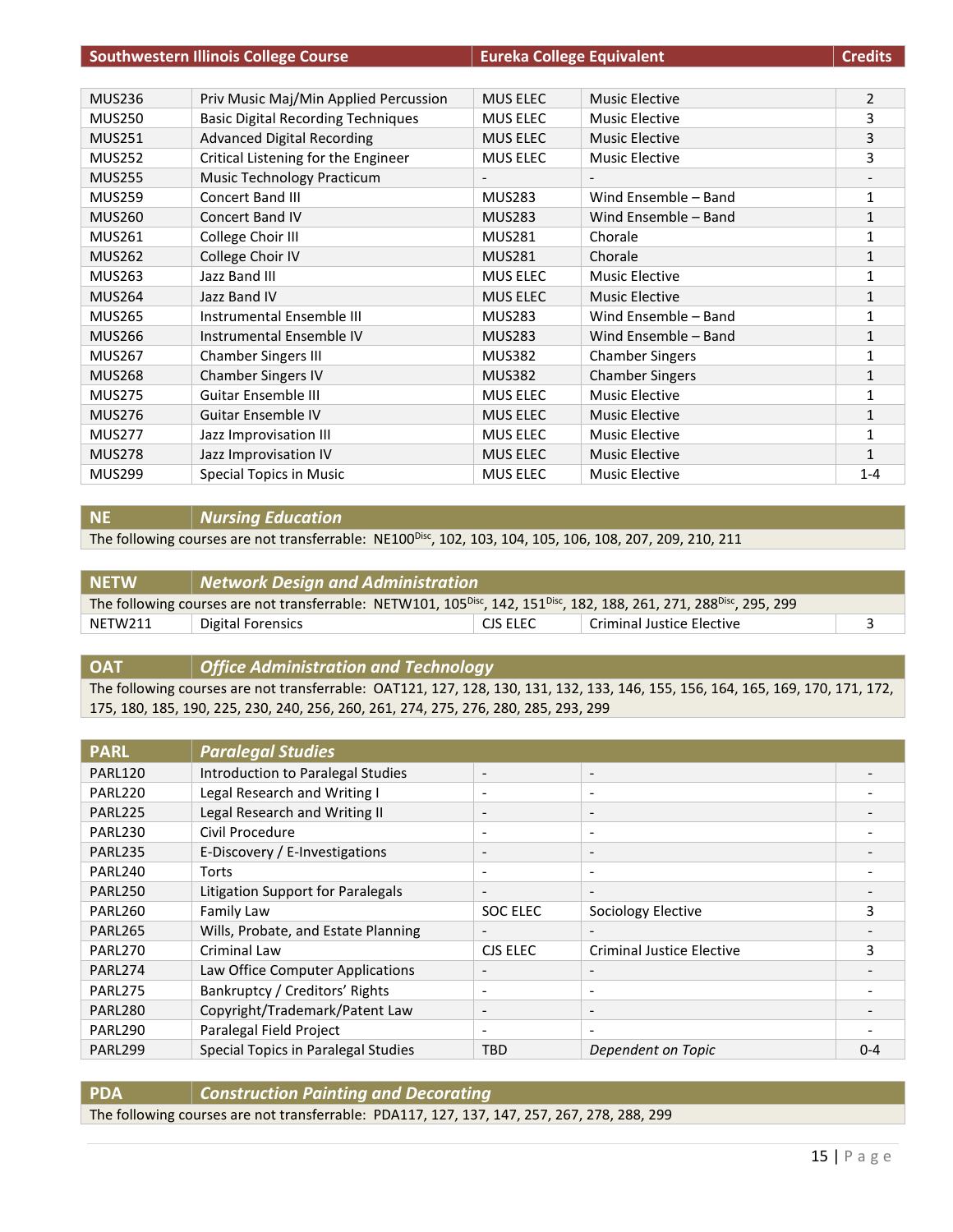| Southwestern Illinois College Course | | Eureka College Equivalent | | Credits |
|---|---|---|---|---|
| MUS236 | Priv Music Maj/Min Applied Percussion | MUS ELEC | Music Elective | 2 |
| MUS250 | Basic Digital Recording Techniques | MUS ELEC | Music Elective | 3 |
| MUS251 | Advanced Digital Recording | MUS ELEC | Music Elective | 3 |
| MUS252 | Critical Listening for the Engineer | MUS ELEC | Music Elective | 3 |
| MUS255 | Music Technology Practicum | - | - | - |
| MUS259 | Concert Band III | MUS283 | Wind Ensemble – Band | 1 |
| MUS260 | Concert Band IV | MUS283 | Wind Ensemble – Band | 1 |
| MUS261 | College Choir III | MUS281 | Chorale | 1 |
| MUS262 | College Choir IV | MUS281 | Chorale | 1 |
| MUS263 | Jazz Band III | MUS ELEC | Music Elective | 1 |
| MUS264 | Jazz Band IV | MUS ELEC | Music Elective | 1 |
| MUS265 | Instrumental Ensemble III | MUS283 | Wind Ensemble – Band | 1 |
| MUS266 | Instrumental Ensemble IV | MUS283 | Wind Ensemble – Band | 1 |
| MUS267 | Chamber Singers III | MUS382 | Chamber Singers | 1 |
| MUS268 | Chamber Singers IV | MUS382 | Chamber Singers | 1 |
| MUS275 | Guitar Ensemble III | MUS ELEC | Music Elective | 1 |
| MUS276 | Guitar Ensemble IV | MUS ELEC | Music Elective | 1 |
| MUS277 | Jazz Improvisation III | MUS ELEC | Music Elective | 1 |
| MUS278 | Jazz Improvisation IV | MUS ELEC | Music Elective | 1 |
| MUS299 | Special Topics in Music | MUS ELEC | Music Elective | 1-4 |

## NE — *Nursing Education*

The following courses are not transferrable: NE100[Disc], 102, 103, 104, 105, 106, 108, 207, 209, 210, 211

## NETW — *Network Design and Administration*

The following courses are not transferrable: NETW101, 105[Disc], 142, 151[Disc], 182, 188, 261, 271, 288[Disc], 295, 299

| | | | | |
|---|---|---|---|---|
| NETW211 | Digital Forensics | CJS ELEC | Criminal Justice Elective | 3 |

## OAT — *Office Administration and Technology*

The following courses are not transferrable: OAT121, 127, 128, 130, 131, 132, 133, 146, 155, 156, 164, 165, 169, 170, 171, 172, 175, 180, 185, 190, 225, 230, 240, 256, 260, 261, 274, 275, 276, 280, 285, 293, 299

## PARL — *Paralegal Studies*

| | | | | |
|---|---|---|---|---|
| PARL120 | Introduction to Paralegal Studies | - | - | - |
| PARL220 | Legal Research and Writing I | - | - | - |
| PARL225 | Legal Research and Writing II | - | - | - |
| PARL230 | Civil Procedure | - | - | - |
| PARL235 | E-Discovery / E-Investigations | - | - | - |
| PARL240 | Torts | - | - | - |
| PARL250 | Litigation Support for Paralegals | - | - | - |
| PARL260 | Family Law | SOC ELEC | Sociology Elective | 3 |
| PARL265 | Wills, Probate, and Estate Planning | - | - | - |
| PARL270 | Criminal Law | CJS ELEC | Criminal Justice Elective | 3 |
| PARL274 | Law Office Computer Applications | - | - | - |
| PARL275 | Bankruptcy / Creditors' Rights | - | - | - |
| PARL280 | Copyright/Trademark/Patent Law | - | - | - |
| PARL290 | Paralegal Field Project | - | - | - |
| PARL299 | Special Topics in Paralegal Studies | TBD | *Dependent on Topic* | 0-4 |

## PDA — *Construction Painting and Decorating*

The following courses are not transferrable: PDA117, 127, 137, 147, 257, 267, 278, 288, 299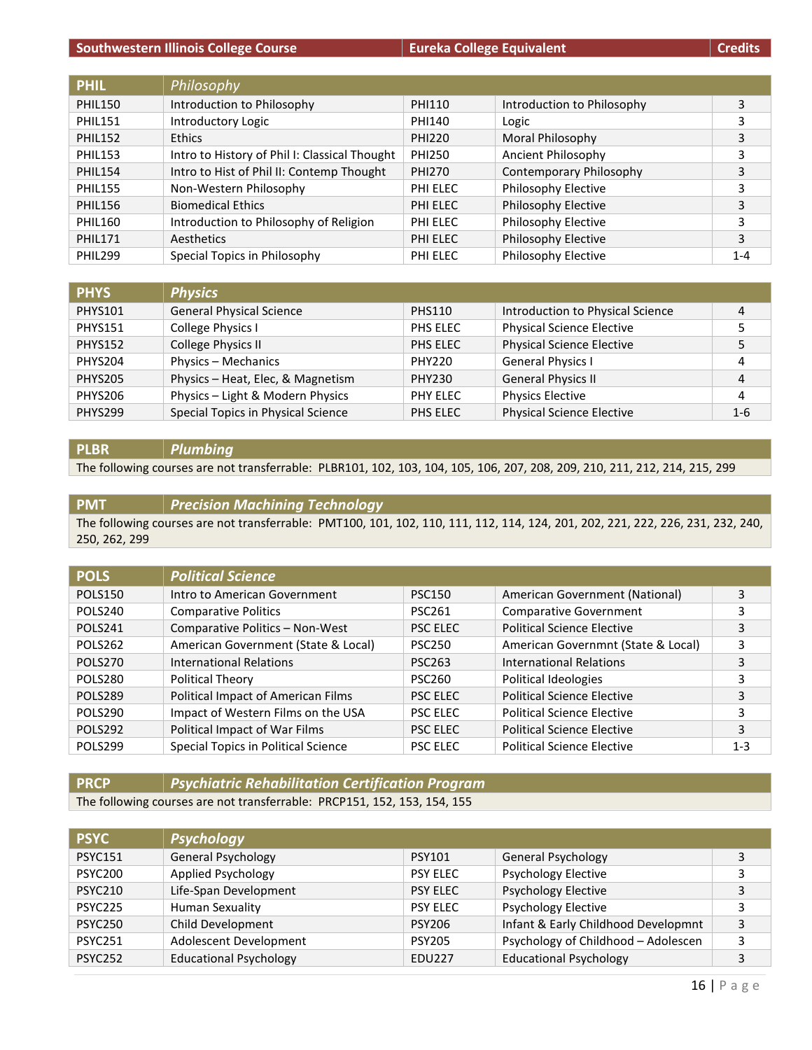| Southwestern Illinois College Course | | Eureka College Equivalent | | Credits |
|---|---|---|---|---|
| **PHIL** | ***Philosophy*** | | | |
| PHIL150 | Introduction to Philosophy | PHI110 | Introduction to Philosophy | 3 |
| PHIL151 | Introductory Logic | PHI140 | Logic | 3 |
| PHIL152 | Ethics | PHI220 | Moral Philosophy | 3 |
| PHIL153 | Intro to History of Phil I: Classical Thought | PHI250 | Ancient Philosophy | 3 |
| PHIL154 | Intro to Hist of Phil II: Contemp Thought | PHI270 | Contemporary Philosophy | 3 |
| PHIL155 | Non-Western Philosophy | PHI ELEC | Philosophy Elective | 3 |
| PHIL156 | Biomedical Ethics | PHI ELEC | Philosophy Elective | 3 |
| PHIL160 | Introduction to Philosophy of Religion | PHI ELEC | Philosophy Elective | 3 |
| PHIL171 | Aesthetics | PHI ELEC | Philosophy Elective | 3 |
| PHIL299 | Special Topics in Philosophy | PHI ELEC | Philosophy Elective | 1-4 |
| **PHYS** | ***Physics*** | | | |
| PHYS101 | General Physical Science | PHS110 | Introduction to Physical Science | 4 |
| PHYS151 | College Physics I | PHS ELEC | Physical Science Elective | 5 |
| PHYS152 | College Physics II | PHS ELEC | Physical Science Elective | 5 |
| PHYS204 | Physics – Mechanics | PHY220 | General Physics I | 4 |
| PHYS205 | Physics – Heat, Elec, & Magnetism | PHY230 | General Physics II | 4 |
| PHYS206 | Physics – Light & Modern Physics | PHY ELEC | Physics Elective | 4 |
| PHYS299 | Special Topics in Physical Science | PHS ELEC | Physical Science Elective | 1-6 |
| **PLBR** | ***Plumbing*** | | | |
| The following courses are not transferrable: PLBR101, 102, 103, 104, 105, 106, 207, 208, 209, 210, 211, 212, 214, 215, 299 | | | | |
| **PMT** | ***Precision Machining Technology*** | | | |
| The following courses are not transferrable: PMT100, 101, 102, 110, 111, 112, 114, 124, 201, 202, 221, 222, 226, 231, 232, 240, 250, 262, 299 | | | | |
| **POLS** | ***Political Science*** | | | |
| POLS150 | Intro to American Government | PSC150 | American Government (National) | 3 |
| POLS240 | Comparative Politics | PSC261 | Comparative Government | 3 |
| POLS241 | Comparative Politics – Non-West | PSC ELEC | Political Science Elective | 3 |
| POLS262 | American Government (State & Local) | PSC250 | American Governmnt (State & Local) | 3 |
| POLS270 | International Relations | PSC263 | International Relations | 3 |
| POLS280 | Political Theory | PSC260 | Political Ideologies | 3 |
| POLS289 | Political Impact of American Films | PSC ELEC | Political Science Elective | 3 |
| POLS290 | Impact of Western Films on the USA | PSC ELEC | Political Science Elective | 3 |
| POLS292 | Political Impact of War Films | PSC ELEC | Political Science Elective | 3 |
| POLS299 | Special Topics in Political Science | PSC ELEC | Political Science Elective | 1-3 |
| **PRCP** | ***Psychiatric Rehabilitation Certification Program*** | | | |
| The following courses are not transferrable: PRCP151, 152, 153, 154, 155 | | | | |
| **PSYC** | ***Psychology*** | | | |
| PSYC151 | General Psychology | PSY101 | General Psychology | 3 |
| PSYC200 | Applied Psychology | PSY ELEC | Psychology Elective | 3 |
| PSYC210 | Life-Span Development | PSY ELEC | Psychology Elective | 3 |
| PSYC225 | Human Sexuality | PSY ELEC | Psychology Elective | 3 |
| PSYC250 | Child Development | PSY206 | Infant & Early Childhood Developmnt | 3 |
| PSYC251 | Adolescent Development | PSY205 | Psychology of Childhood – Adolescen | 3 |
| PSYC252 | Educational Psychology | EDU227 | Educational Psychology | 3 |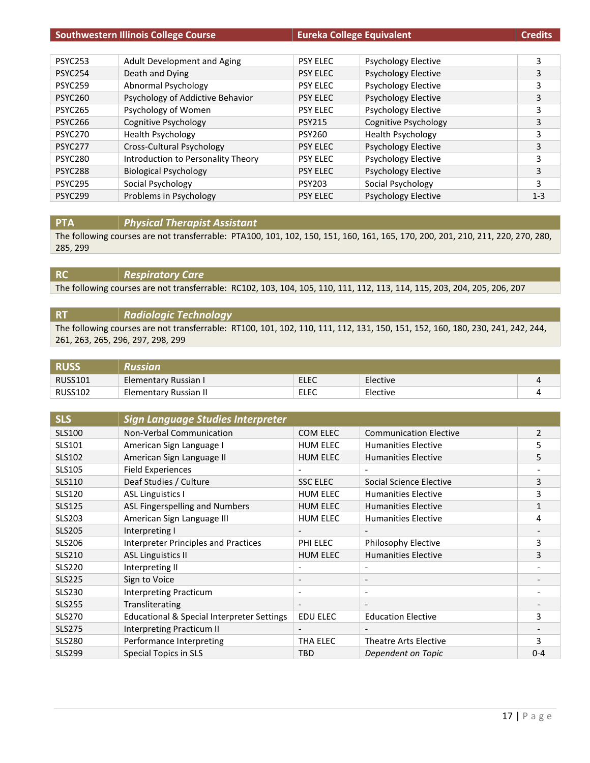| Southwestern Illinois College Course | | Eureka College Equivalent | | Credits |
|---|---|---|---|---|
| PSYC253 | Adult Development and Aging | PSY ELEC | Psychology Elective | 3 |
| PSYC254 | Death and Dying | PSY ELEC | Psychology Elective | 3 |
| PSYC259 | Abnormal Psychology | PSY ELEC | Psychology Elective | 3 |
| PSYC260 | Psychology of Addictive Behavior | PSY ELEC | Psychology Elective | 3 |
| PSYC265 | Psychology of Women | PSY ELEC | Psychology Elective | 3 |
| PSYC266 | Cognitive Psychology | PSY215 | Cognitive Psychology | 3 |
| PSYC270 | Health Psychology | PSY260 | Health Psychology | 3 |
| PSYC277 | Cross-Cultural Psychology | PSY ELEC | Psychology Elective | 3 |
| PSYC280 | Introduction to Personality Theory | PSY ELEC | Psychology Elective | 3 |
| PSYC288 | Biological Psychology | PSY ELEC | Psychology Elective | 3 |
| PSYC295 | Social Psychology | PSY203 | Social Psychology | 3 |
| PSYC299 | Problems in Psychology | PSY ELEC | Psychology Elective | 1-3 |

| PTA | *Physical Therapist Assistant* |
|---|---|

The following courses are not transferrable: PTA100, 101, 102, 150, 151, 160, 161, 165, 170, 200, 201, 210, 211, 220, 270, 280, 285, 299

| RC | *Respiratory Care* |
|---|---|

The following courses are not transferrable: RC102, 103, 104, 105, 110, 111, 112, 113, 114, 115, 203, 204, 205, 206, 207

| RT | *Radiologic Technology* |
|---|---|

The following courses are not transferrable: RT100, 101, 102, 110, 111, 112, 131, 150, 151, 152, 160, 180, 230, 241, 242, 244, 261, 263, 265, 296, 297, 298, 299

| RUSS | *Russian* | | | |
|---|---|---|---|---|
| RUSS101 | Elementary Russian I | ELEC | Elective | 4 |
| RUSS102 | Elementary Russian II | ELEC | Elective | 4 |

| SLS | *Sign Language Studies Interpreter* | | | |
|---|---|---|---|---|
| SLS100 | Non-Verbal Communication | COM ELEC | Communication Elective | 2 |
| SLS101 | American Sign Language I | HUM ELEC | Humanities Elective | 5 |
| SLS102 | American Sign Language II | HUM ELEC | Humanities Elective | 5 |
| SLS105 | Field Experiences | - | - | - |
| SLS110 | Deaf Studies / Culture | SSC ELEC | Social Science Elective | 3 |
| SLS120 | ASL Linguistics I | HUM ELEC | Humanities Elective | 3 |
| SLS125 | ASL Fingerspelling and Numbers | HUM ELEC | Humanities Elective | 1 |
| SLS203 | American Sign Language III | HUM ELEC | Humanities Elective | 4 |
| SLS205 | Interpreting I | - | - | - |
| SLS206 | Interpreter Principles and Practices | PHI ELEC | Philosophy Elective | 3 |
| SLS210 | ASL Linguistics II | HUM ELEC | Humanities Elective | 3 |
| SLS220 | Interpreting II | - | - | - |
| SLS225 | Sign to Voice | - | - | - |
| SLS230 | Interpreting Practicum | - | - | - |
| SLS255 | Transliterating | - | - | - |
| SLS270 | Educational & Special Interpreter Settings | EDU ELEC | Education Elective | 3 |
| SLS275 | Interpreting Practicum II | - | - | - |
| SLS280 | Performance Interpreting | THA ELEC | Theatre Arts Elective | 3 |
| SLS299 | Special Topics in SLS | TBD | *Dependent on Topic* | 0-4 |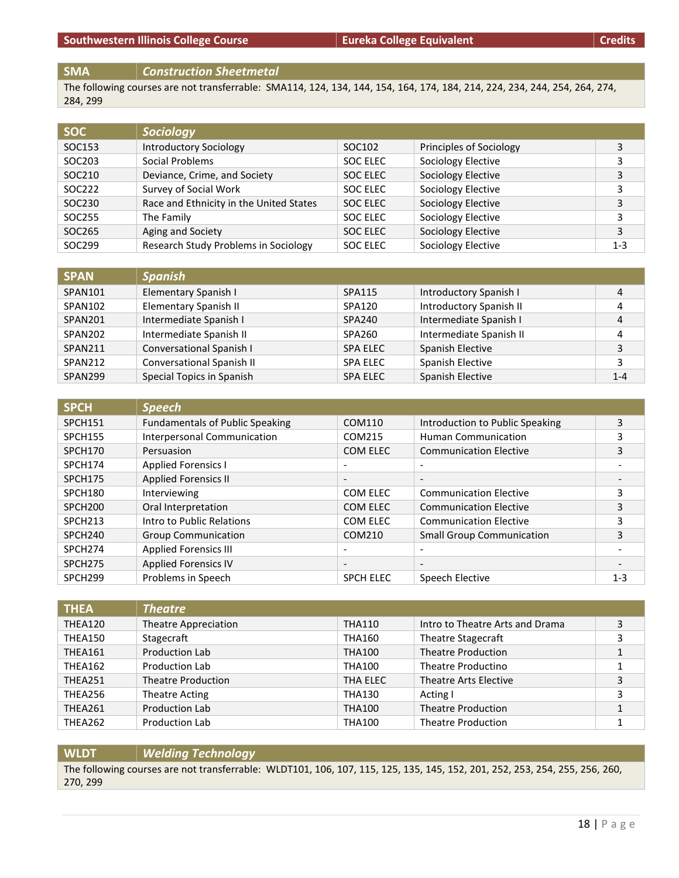| Southwestern Illinois College Course | | Eureka College Equivalent | | Credits |
|---|---|---|---|---|
| **SMA** | ***Construction Sheetmetal*** | | | |
| The following courses are not transferrable: SMA114, 124, 134, 144, 154, 164, 174, 184, 214, 224, 234, 244, 254, 264, 274, 284, 299 | | | | |
| **SOC** | ***Sociology*** | | | |
| SOC153 | Introductory Sociology | SOC102 | Principles of Sociology | 3 |
| SOC203 | Social Problems | SOC ELEC | Sociology Elective | 3 |
| SOC210 | Deviance, Crime, and Society | SOC ELEC | Sociology Elective | 3 |
| SOC222 | Survey of Social Work | SOC ELEC | Sociology Elective | 3 |
| SOC230 | Race and Ethnicity in the United States | SOC ELEC | Sociology Elective | 3 |
| SOC255 | The Family | SOC ELEC | Sociology Elective | 3 |
| SOC265 | Aging and Society | SOC ELEC | Sociology Elective | 3 |
| SOC299 | Research Study Problems in Sociology | SOC ELEC | Sociology Elective | 1-3 |
| **SPAN** | ***Spanish*** | | | |
| SPAN101 | Elementary Spanish I | SPA115 | Introductory Spanish I | 4 |
| SPAN102 | Elementary Spanish II | SPA120 | Introductory Spanish II | 4 |
| SPAN201 | Intermediate Spanish I | SPA240 | Intermediate Spanish I | 4 |
| SPAN202 | Intermediate Spanish II | SPA260 | Intermediate Spanish II | 4 |
| SPAN211 | Conversational Spanish I | SPA ELEC | Spanish Elective | 3 |
| SPAN212 | Conversational Spanish II | SPA ELEC | Spanish Elective | 3 |
| SPAN299 | Special Topics in Spanish | SPA ELEC | Spanish Elective | 1-4 |
| **SPCH** | ***Speech*** | | | |
| SPCH151 | Fundamentals of Public Speaking | COM110 | Introduction to Public Speaking | 3 |
| SPCH155 | Interpersonal Communication | COM215 | Human Communication | 3 |
| SPCH170 | Persuasion | COM ELEC | Communication Elective | 3 |
| SPCH174 | Applied Forensics I | - | - | - |
| SPCH175 | Applied Forensics II | - | - | - |
| SPCH180 | Interviewing | COM ELEC | Communication Elective | 3 |
| SPCH200 | Oral Interpretation | COM ELEC | Communication Elective | 3 |
| SPCH213 | Intro to Public Relations | COM ELEC | Communication Elective | 3 |
| SPCH240 | Group Communication | COM210 | Small Group Communication | 3 |
| SPCH274 | Applied Forensics III | - | - | - |
| SPCH275 | Applied Forensics IV | - | - | - |
| SPCH299 | Problems in Speech | SPCH ELEC | Speech Elective | 1-3 |
| **THEA** | ***Theatre*** | | | |
| THEA120 | Theatre Appreciation | THA110 | Intro to Theatre Arts and Drama | 3 |
| THEA150 | Stagecraft | THA160 | Theatre Stagecraft | 3 |
| THEA161 | Production Lab | THA100 | Theatre Production | 1 |
| THEA162 | Production Lab | THA100 | Theatre Productino | 1 |
| THEA251 | Theatre Production | THA ELEC | Theatre Arts Elective | 3 |
| THEA256 | Theatre Acting | THA130 | Acting I | 3 |
| THEA261 | Production Lab | THA100 | Theatre Production | 1 |
| THEA262 | Production Lab | THA100 | Theatre Production | 1 |
| **WLDT** | ***Welding Technology*** | | | |
| The following courses are not transferrable: WLDT101, 106, 107, 115, 125, 135, 145, 152, 201, 252, 253, 254, 255, 256, 260, 270, 299 | | | | |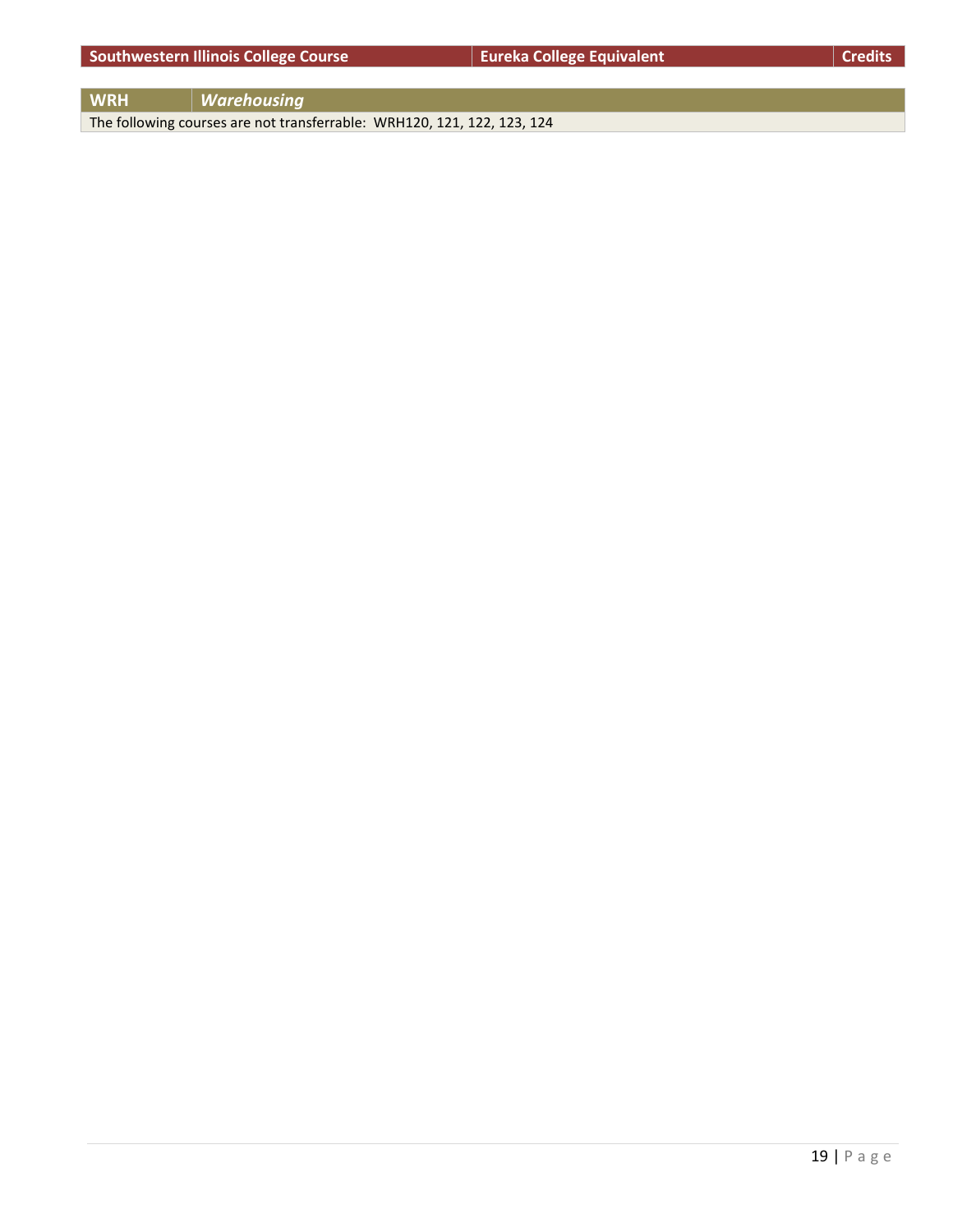| Southwestern Illinois College Course | | Eureka College Equivalent | Credits |
|---|---|---|---|
| **WRH** | ***Warehousing*** | | |
| The following courses are not transferrable: WRH120, 121, 122, 123, 124 | | | |